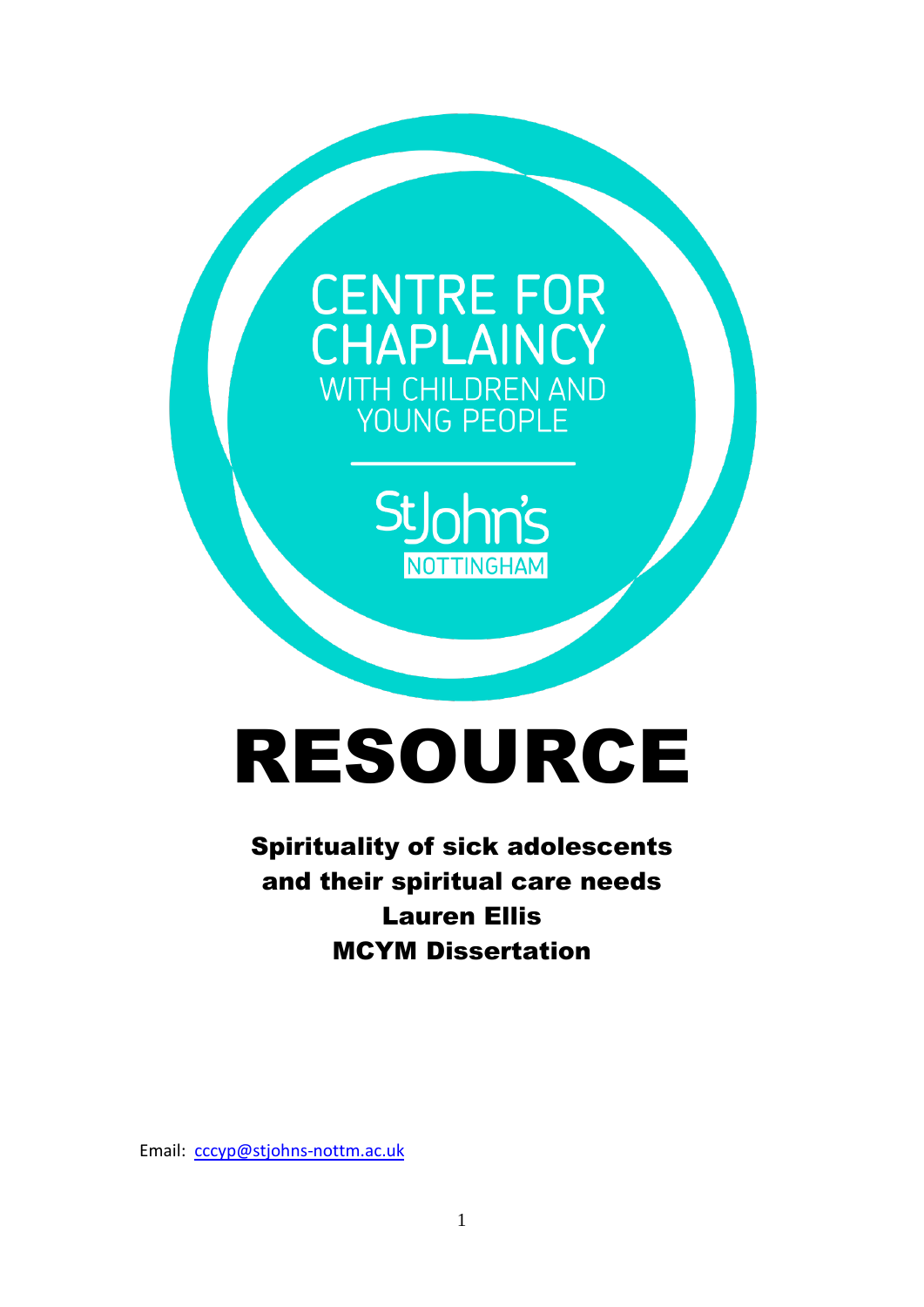CENTRE FOR CHAPLAINCY WITH CHILDREN AND YOUNG PEOPLE

StJohn's NOTTINGHAM

# RESOURCE

**Spirituality of sick adolescents and their spiritual care needs**

**Lauren Ellis**

**MCYM Dissertation**

Email: cccyp@stjohns-nottm.ac.uk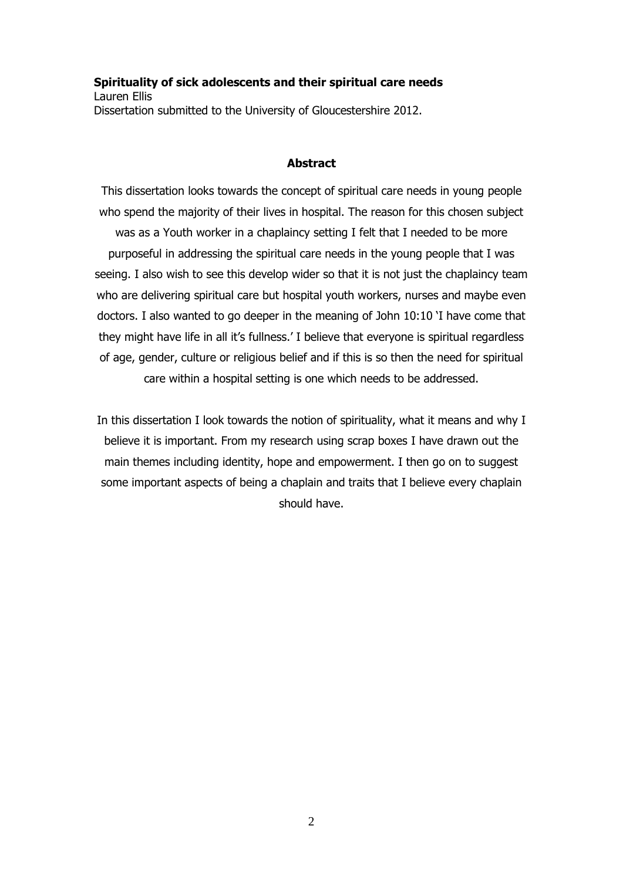**Spirituality of sick adolescents and their spiritual care needs**
Lauren Ellis
Dissertation submitted to the University of Gloucestershire 2012.

## Abstract

This dissertation looks towards the concept of spiritual care needs in young people who spend the majority of their lives in hospital. The reason for this chosen subject was as a Youth worker in a chaplaincy setting I felt that I needed to be more purposeful in addressing the spiritual care needs in the young people that I was seeing. I also wish to see this develop wider so that it is not just the chaplaincy team who are delivering spiritual care but hospital youth workers, nurses and maybe even doctors. I also wanted to go deeper in the meaning of John 10:10 'I have come that they might have life in all it's fullness.' I believe that everyone is spiritual regardless of age, gender, culture or religious belief and if this is so then the need for spiritual care within a hospital setting is one which needs to be addressed.

In this dissertation I look towards the notion of spirituality, what it means and why I believe it is important. From my research using scrap boxes I have drawn out the main themes including identity, hope and empowerment. I then go on to suggest some important aspects of being a chaplain and traits that I believe every chaplain should have.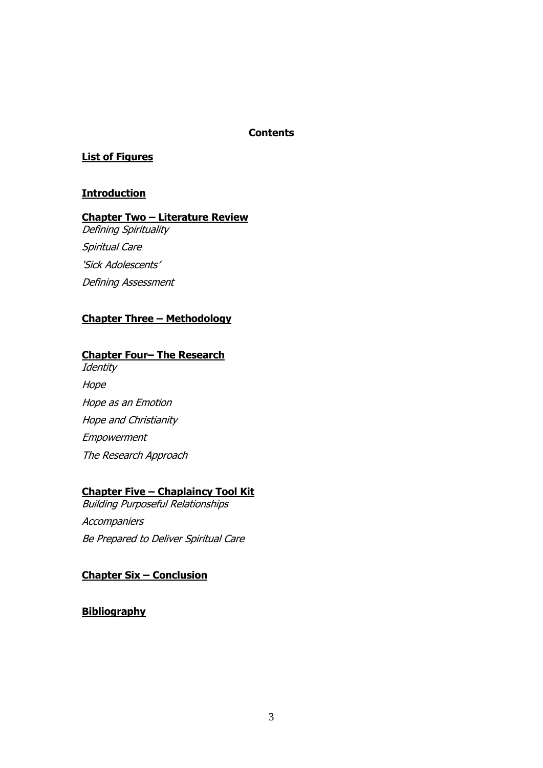# Contents

**List of Figures**

**Introduction**

**Chapter Two – Literature Review**

*Defining Spirituality*

*Spiritual Care*

*'Sick Adolescents'*

*Defining Assessment*

**Chapter Three – Methodology**

**Chapter Four– The Research**

*Identity*

*Hope*

*Hope as an Emotion*

*Hope and Christianity*

*Empowerment*

*The Research Approach*

**Chapter Five – Chaplaincy Tool Kit**

*Building Purposeful Relationships*

*Accompaniers*

*Be Prepared to Deliver Spiritual Care*

**Chapter Six – Conclusion**

**Bibliography**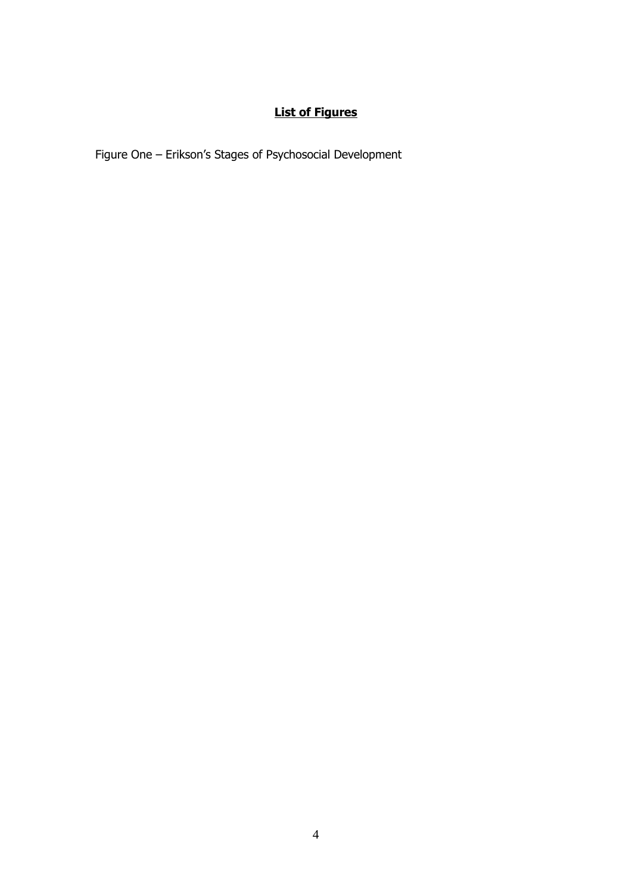## List of Figures

Figure One – Erikson's Stages of Psychosocial Development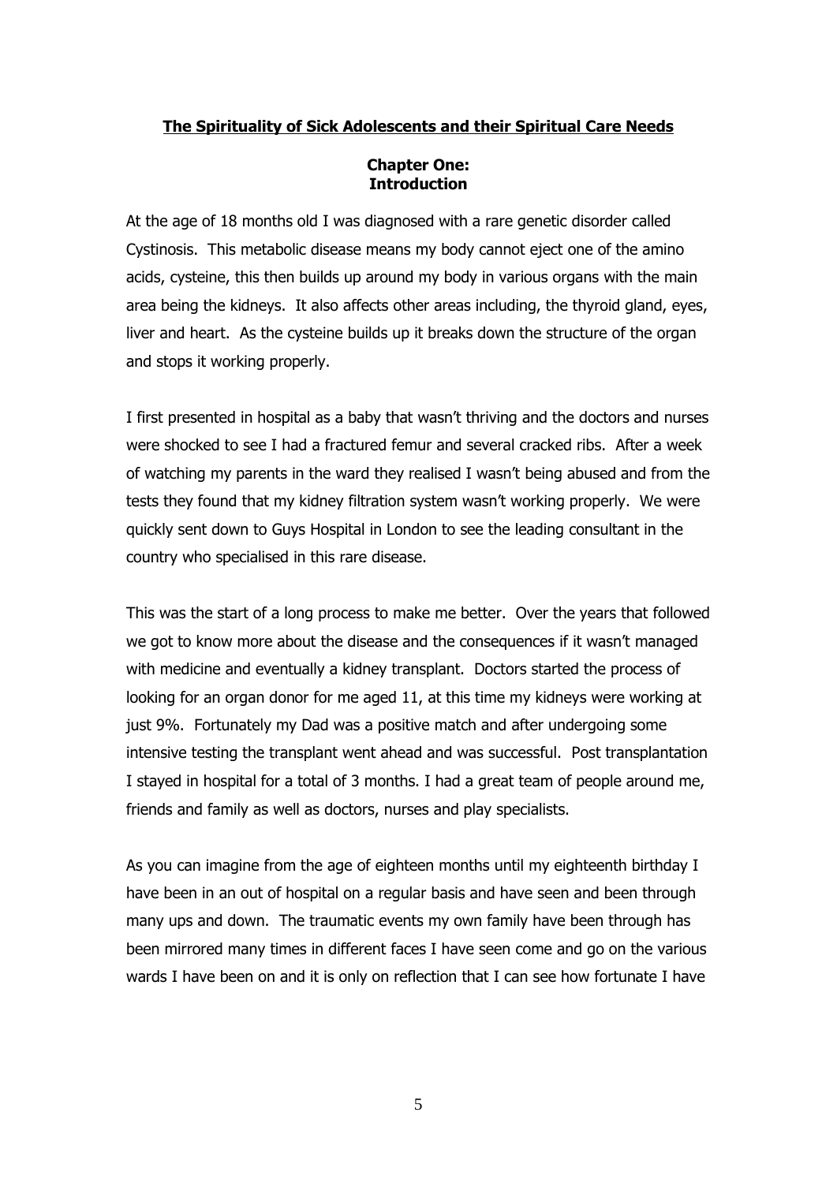# **The Spirituality of Sick Adolescents and their Spiritual Care Needs**

## **Chapter One: Introduction**

At the age of 18 months old I was diagnosed with a rare genetic disorder called Cystinosis. This metabolic disease means my body cannot eject one of the amino acids, cysteine, this then builds up around my body in various organs with the main area being the kidneys. It also affects other areas including, the thyroid gland, eyes, liver and heart. As the cysteine builds up it breaks down the structure of the organ and stops it working properly.

I first presented in hospital as a baby that wasn't thriving and the doctors and nurses were shocked to see I had a fractured femur and several cracked ribs. After a week of watching my parents in the ward they realised I wasn't being abused and from the tests they found that my kidney filtration system wasn't working properly. We were quickly sent down to Guys Hospital in London to see the leading consultant in the country who specialised in this rare disease.

This was the start of a long process to make me better. Over the years that followed we got to know more about the disease and the consequences if it wasn't managed with medicine and eventually a kidney transplant. Doctors started the process of looking for an organ donor for me aged 11, at this time my kidneys were working at just 9%. Fortunately my Dad was a positive match and after undergoing some intensive testing the transplant went ahead and was successful. Post transplantation I stayed in hospital for a total of 3 months. I had a great team of people around me, friends and family as well as doctors, nurses and play specialists.

As you can imagine from the age of eighteen months until my eighteenth birthday I have been in an out of hospital on a regular basis and have seen and been through many ups and down. The traumatic events my own family have been through has been mirrored many times in different faces I have seen come and go on the various wards I have been on and it is only on reflection that I can see how fortunate I have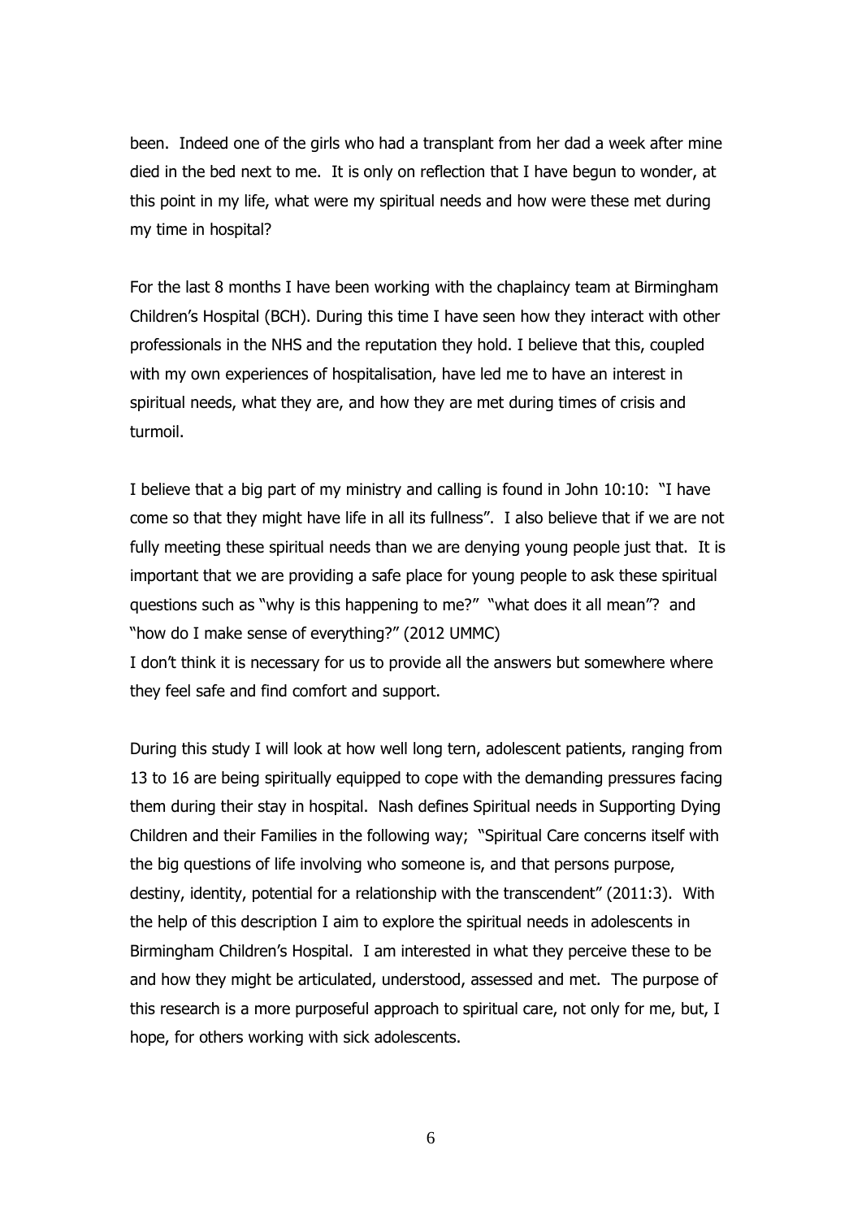been. Indeed one of the girls who had a transplant from her dad a week after mine died in the bed next to me. It is only on reflection that I have begun to wonder, at this point in my life, what were my spiritual needs and how were these met during my time in hospital?

For the last 8 months I have been working with the chaplaincy team at Birmingham Children's Hospital (BCH). During this time I have seen how they interact with other professionals in the NHS and the reputation they hold. I believe that this, coupled with my own experiences of hospitalisation, have led me to have an interest in spiritual needs, what they are, and how they are met during times of crisis and turmoil.

I believe that a big part of my ministry and calling is found in John 10:10: "I have come so that they might have life in all its fullness". I also believe that if we are not fully meeting these spiritual needs than we are denying young people just that. It is important that we are providing a safe place for young people to ask these spiritual questions such as "why is this happening to me?" "what does it all mean"? and "how do I make sense of everything?" (2012 UMMC)
I don't think it is necessary for us to provide all the answers but somewhere where they feel safe and find comfort and support.

During this study I will look at how well long tern, adolescent patients, ranging from 13 to 16 are being spiritually equipped to cope with the demanding pressures facing them during their stay in hospital. Nash defines Spiritual needs in Supporting Dying Children and their Families in the following way; "Spiritual Care concerns itself with the big questions of life involving who someone is, and that persons purpose, destiny, identity, potential for a relationship with the transcendent" (2011:3). With the help of this description I aim to explore the spiritual needs in adolescents in Birmingham Children's Hospital. I am interested in what they perceive these to be and how they might be articulated, understood, assessed and met. The purpose of this research is a more purposeful approach to spiritual care, not only for me, but, I hope, for others working with sick adolescents.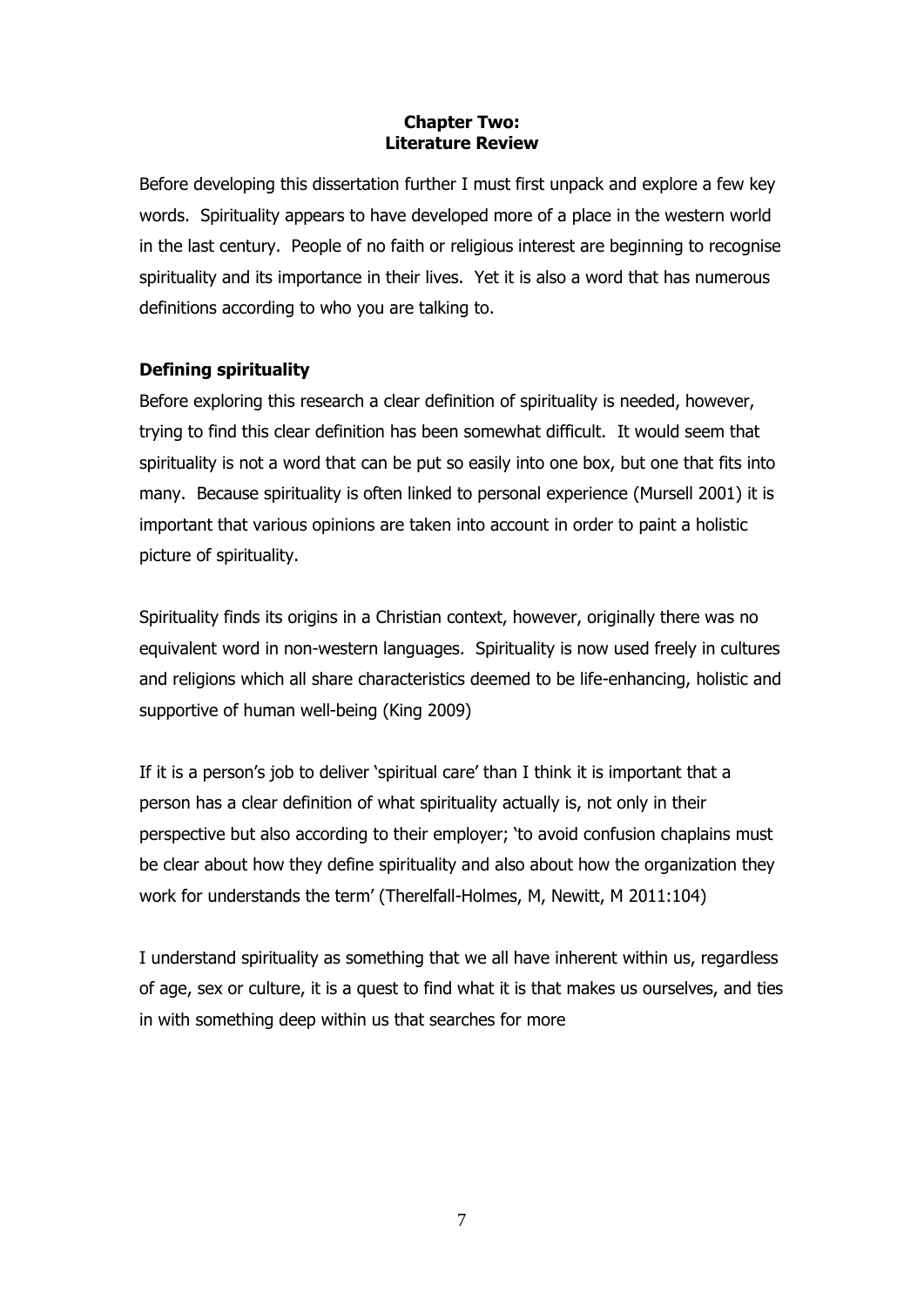## Chapter Two:
## Literature Review

Before developing this dissertation further I must first unpack and explore a few key words. Spirituality appears to have developed more of a place in the western world in the last century. People of no faith or religious interest are beginning to recognise spirituality and its importance in their lives. Yet it is also a word that has numerous definitions according to who you are talking to.

### Defining spirituality

Before exploring this research a clear definition of spirituality is needed, however, trying to find this clear definition has been somewhat difficult. It would seem that spirituality is not a word that can be put so easily into one box, but one that fits into many. Because spirituality is often linked to personal experience (Mursell 2001) it is important that various opinions are taken into account in order to paint a holistic picture of spirituality.

Spirituality finds its origins in a Christian context, however, originally there was no equivalent word in non-western languages. Spirituality is now used freely in cultures and religions which all share characteristics deemed to be life-enhancing, holistic and supportive of human well-being (King 2009)

If it is a person's job to deliver 'spiritual care' than I think it is important that a person has a clear definition of what spirituality actually is, not only in their perspective but also according to their employer; 'to avoid confusion chaplains must be clear about how they define spirituality and also about how the organization they work for understands the term' (Therelfall-Holmes, M, Newitt, M 2011:104)

I understand spirituality as something that we all have inherent within us, regardless of age, sex or culture, it is a quest to find what it is that makes us ourselves, and ties in with something deep within us that searches for more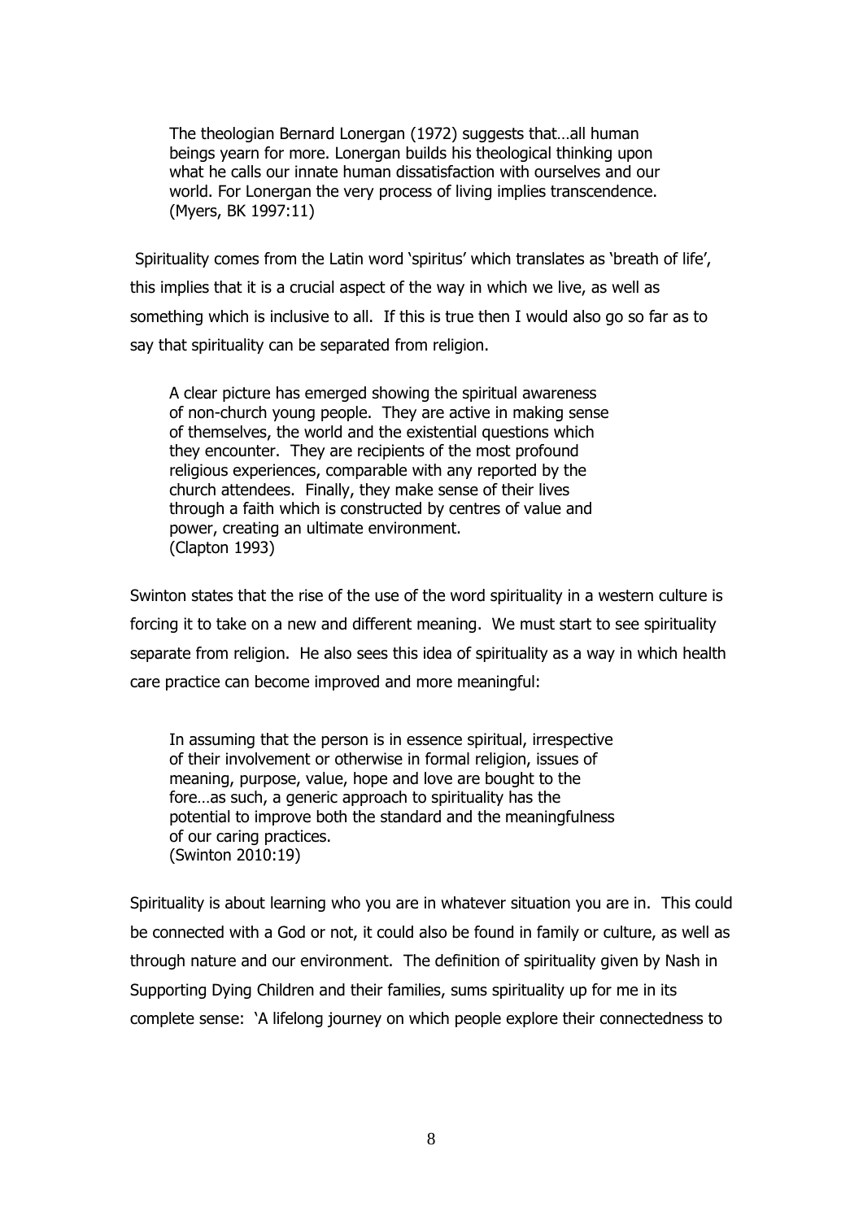> The theologian Bernard Lonergan (1972) suggests that…all human beings yearn for more. Lonergan builds his theological thinking upon what he calls our innate human dissatisfaction with ourselves and our world. For Lonergan the very process of living implies transcendence.
> (Myers, BK 1997:11)

Spirituality comes from the Latin word 'spiritus' which translates as 'breath of life', this implies that it is a crucial aspect of the way in which we live, as well as something which is inclusive to all. If this is true then I would also go so far as to say that spirituality can be separated from religion.

> A clear picture has emerged showing the spiritual awareness of non-church young people. They are active in making sense of themselves, the world and the existential questions which they encounter. They are recipients of the most profound religious experiences, comparable with any reported by the church attendees. Finally, they make sense of their lives through a faith which is constructed by centres of value and power, creating an ultimate environment.
> (Clapton 1993)

Swinton states that the rise of the use of the word spirituality in a western culture is forcing it to take on a new and different meaning. We must start to see spirituality separate from religion. He also sees this idea of spirituality as a way in which health care practice can become improved and more meaningful:

> In assuming that the person is in essence spiritual, irrespective of their involvement or otherwise in formal religion, issues of meaning, purpose, value, hope and love are bought to the fore…as such, a generic approach to spirituality has the potential to improve both the standard and the meaningfulness of our caring practices.
> (Swinton 2010:19)

Spirituality is about learning who you are in whatever situation you are in. This could be connected with a God or not, it could also be found in family or culture, as well as through nature and our environment. The definition of spirituality given by Nash in Supporting Dying Children and their families, sums spirituality up for me in its complete sense: 'A lifelong journey on which people explore their connectedness to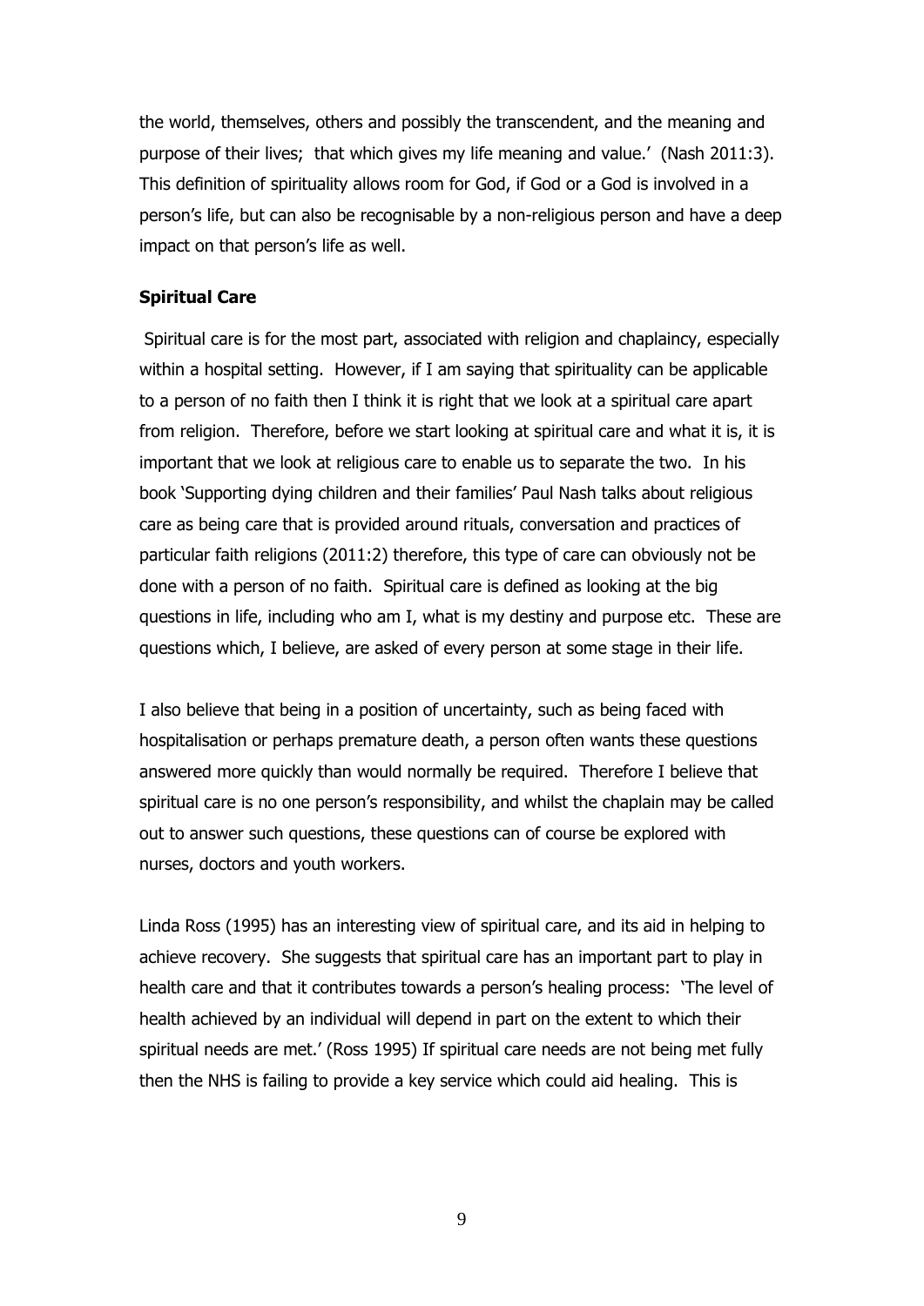the world, themselves, others and possibly the transcendent, and the meaning and purpose of their lives;  that which gives my life meaning and value.'  (Nash 2011:3).  This definition of spirituality allows room for God, if God or a God is involved in a person's life, but can also be recognisable by a non-religious person and have a deep impact on that person's life as well.

**Spiritual Care**

Spiritual care is for the most part, associated with religion and chaplaincy, especially within a hospital setting.  However, if I am saying that spirituality can be applicable to a person of no faith then I think it is right that we look at a spiritual care apart from religion.  Therefore, before we start looking at spiritual care and what it is, it is important that we look at religious care to enable us to separate the two.  In his book 'Supporting dying children and their families' Paul Nash talks about religious care as being care that is provided around rituals, conversation and practices of particular faith religions (2011:2) therefore, this type of care can obviously not be done with a person of no faith.  Spiritual care is defined as looking at the big questions in life, including who am I, what is my destiny and purpose etc.  These are questions which, I believe, are asked of every person at some stage in their life.

I also believe that being in a position of uncertainty, such as being faced with hospitalisation or perhaps premature death, a person often wants these questions answered more quickly than would normally be required.  Therefore I believe that spiritual care is no one person's responsibility, and whilst the chaplain may be called out to answer such questions, these questions can of course be explored with nurses, doctors and youth workers.

Linda Ross (1995) has an interesting view of spiritual care, and its aid in helping to achieve recovery.  She suggests that spiritual care has an important part to play in health care and that it contributes towards a person's healing process:  'The level of health achieved by an individual will depend in part on the extent to which their spiritual needs are met.' (Ross 1995) If spiritual care needs are not being met fully then the NHS is failing to provide a key service which could aid healing.  This is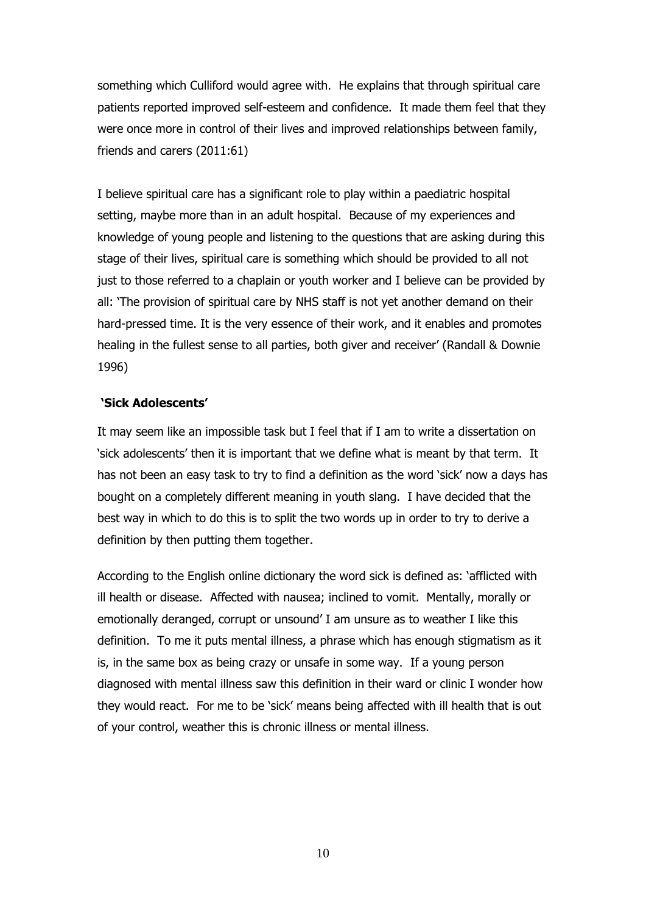something which Culliford would agree with. He explains that through spiritual care patients reported improved self-esteem and confidence. It made them feel that they were once more in control of their lives and improved relationships between family, friends and carers (2011:61)

I believe spiritual care has a significant role to play within a paediatric hospital setting, maybe more than in an adult hospital. Because of my experiences and knowledge of young people and listening to the questions that are asking during this stage of their lives, spiritual care is something which should be provided to all not just to those referred to a chaplain or youth worker and I believe can be provided by all: 'The provision of spiritual care by NHS staff is not yet another demand on their hard-pressed time. It is the very essence of their work, and it enables and promotes healing in the fullest sense to all parties, both giver and receiver' (Randall & Downie 1996)

**'Sick Adolescents'**

It may seem like an impossible task but I feel that if I am to write a dissertation on 'sick adolescents' then it is important that we define what is meant by that term. It has not been an easy task to try to find a definition as the word 'sick' now a days has bought on a completely different meaning in youth slang. I have decided that the best way in which to do this is to split the two words up in order to try to derive a definition by then putting them together.

According to the English online dictionary the word sick is defined as: 'afflicted with ill health or disease. Affected with nausea; inclined to vomit. Mentally, morally or emotionally deranged, corrupt or unsound' I am unsure as to weather I like this definition. To me it puts mental illness, a phrase which has enough stigmatism as it is, in the same box as being crazy or unsafe in some way. If a young person diagnosed with mental illness saw this definition in their ward or clinic I wonder how they would react. For me to be 'sick' means being affected with ill health that is out of your control, weather this is chronic illness or mental illness.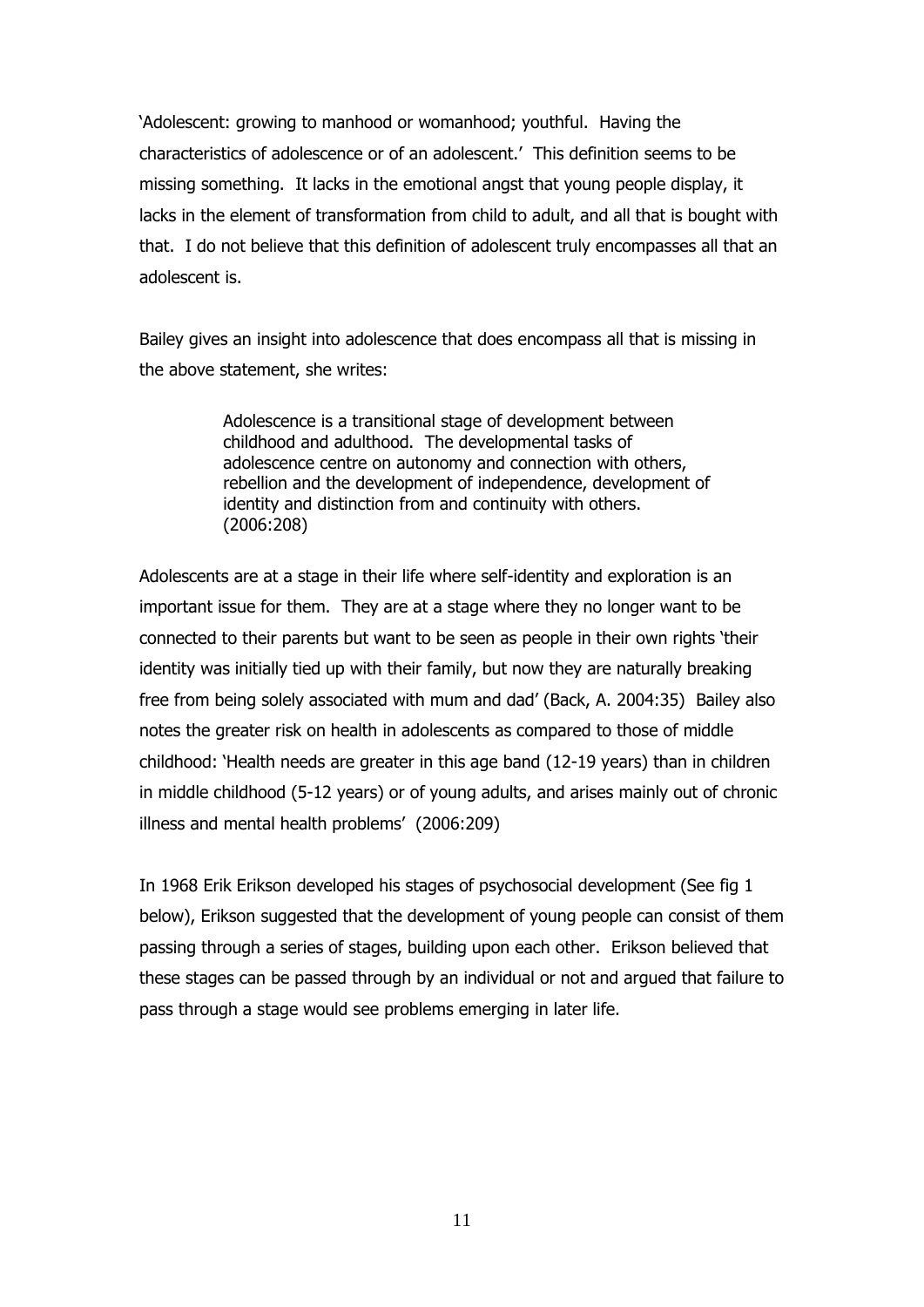'Adolescent: growing to manhood or womanhood; youthful. Having the characteristics of adolescence or of an adolescent.' This definition seems to be missing something. It lacks in the emotional angst that young people display, it lacks in the element of transformation from child to adult, and all that is bought with that. I do not believe that this definition of adolescent truly encompasses all that an adolescent is.

Bailey gives an insight into adolescence that does encompass all that is missing in the above statement, she writes:

> Adolescence is a transitional stage of development between childhood and adulthood. The developmental tasks of adolescence centre on autonomy and connection with others, rebellion and the development of independence, development of identity and distinction from and continuity with others. (2006:208)

Adolescents are at a stage in their life where self-identity and exploration is an important issue for them. They are at a stage where they no longer want to be connected to their parents but want to be seen as people in their own rights 'their identity was initially tied up with their family, but now they are naturally breaking free from being solely associated with mum and dad' (Back, A. 2004:35) Bailey also notes the greater risk on health in adolescents as compared to those of middle childhood: 'Health needs are greater in this age band (12-19 years) than in children in middle childhood (5-12 years) or of young adults, and arises mainly out of chronic illness and mental health problems' (2006:209)

In 1968 Erik Erikson developed his stages of psychosocial development (See fig 1 below), Erikson suggested that the development of young people can consist of them passing through a series of stages, building upon each other. Erikson believed that these stages can be passed through by an individual or not and argued that failure to pass through a stage would see problems emerging in later life.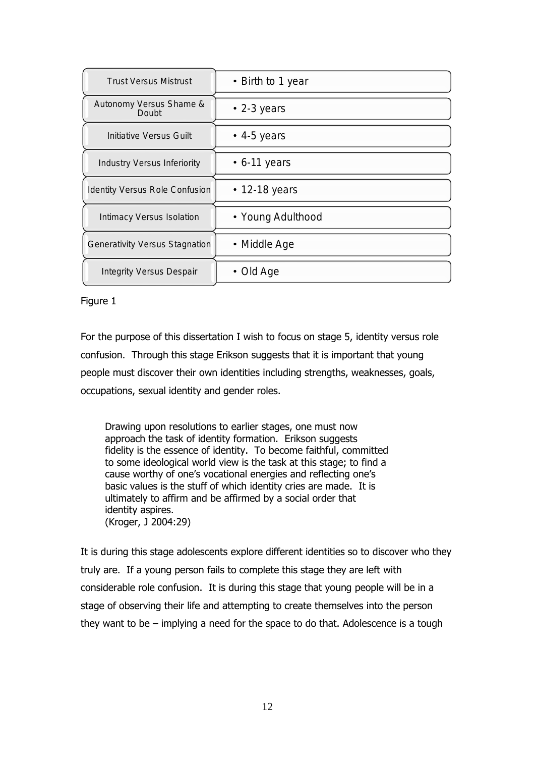| Stage | Age |
| --- | --- |
| Trust Versus Mistrust | • Birth to 1 year |
| Autonomy Versus Shame & Doubt | • 2-3 years |
| Initiative Versus Guilt | • 4-5 years |
| Industry Versus Inferiority | • 6-11 years |
| Identity Versus Role Confusion | • 12-18 years |
| Intimacy Versus Isolation | • Young Adulthood |
| Generativity Versus Stagnation | • Middle Age |
| Integrity Versus Despair | • Old Age |

Figure 1

For the purpose of this dissertation I wish to focus on stage 5, identity versus role confusion. Through this stage Erikson suggests that it is important that young people must discover their own identities including strengths, weaknesses, goals, occupations, sexual identity and gender roles.

> Drawing upon resolutions to earlier stages, one must now approach the task of identity formation. Erikson suggests fidelity is the essence of identity. To become faithful, committed to some ideological world view is the task at this stage; to find a cause worthy of one's vocational energies and reflecting one's basic values is the stuff of which identity cries are made. It is ultimately to affirm and be affirmed by a social order that identity aspires.
> (Kroger, J 2004:29)

It is during this stage adolescents explore different identities so to discover who they truly are. If a young person fails to complete this stage they are left with considerable role confusion. It is during this stage that young people will be in a stage of observing their life and attempting to create themselves into the person they want to be – implying a need for the space to do that. Adolescence is a tough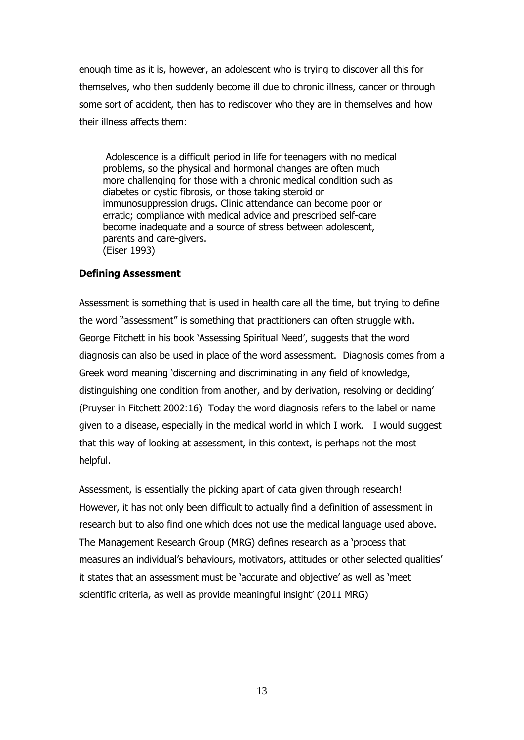enough time as it is, however, an adolescent who is trying to discover all this for themselves, who then suddenly become ill due to chronic illness, cancer or through some sort of accident, then has to rediscover who they are in themselves and how their illness affects them:

> Adolescence is a difficult period in life for teenagers with no medical problems, so the physical and hormonal changes are often much more challenging for those with a chronic medical condition such as diabetes or cystic fibrosis, or those taking steroid or immunosuppression drugs. Clinic attendance can become poor or erratic; compliance with medical advice and prescribed self-care become inadequate and a source of stress between adolescent, parents and care-givers.
> (Eiser 1993)

**Defining Assessment**

Assessment is something that is used in health care all the time, but trying to define the word "assessment" is something that practitioners can often struggle with. George Fitchett in his book 'Assessing Spiritual Need', suggests that the word diagnosis can also be used in place of the word assessment. Diagnosis comes from a Greek word meaning 'discerning and discriminating in any field of knowledge, distinguishing one condition from another, and by derivation, resolving or deciding' (Pruyser in Fitchett 2002:16) Today the word diagnosis refers to the label or name given to a disease, especially in the medical world in which I work. I would suggest that this way of looking at assessment, in this context, is perhaps not the most helpful.

Assessment, is essentially the picking apart of data given through research! However, it has not only been difficult to actually find a definition of assessment in research but to also find one which does not use the medical language used above. The Management Research Group (MRG) defines research as a 'process that measures an individual's behaviours, motivators, attitudes or other selected qualities' it states that an assessment must be 'accurate and objective' as well as 'meet scientific criteria, as well as provide meaningful insight' (2011 MRG)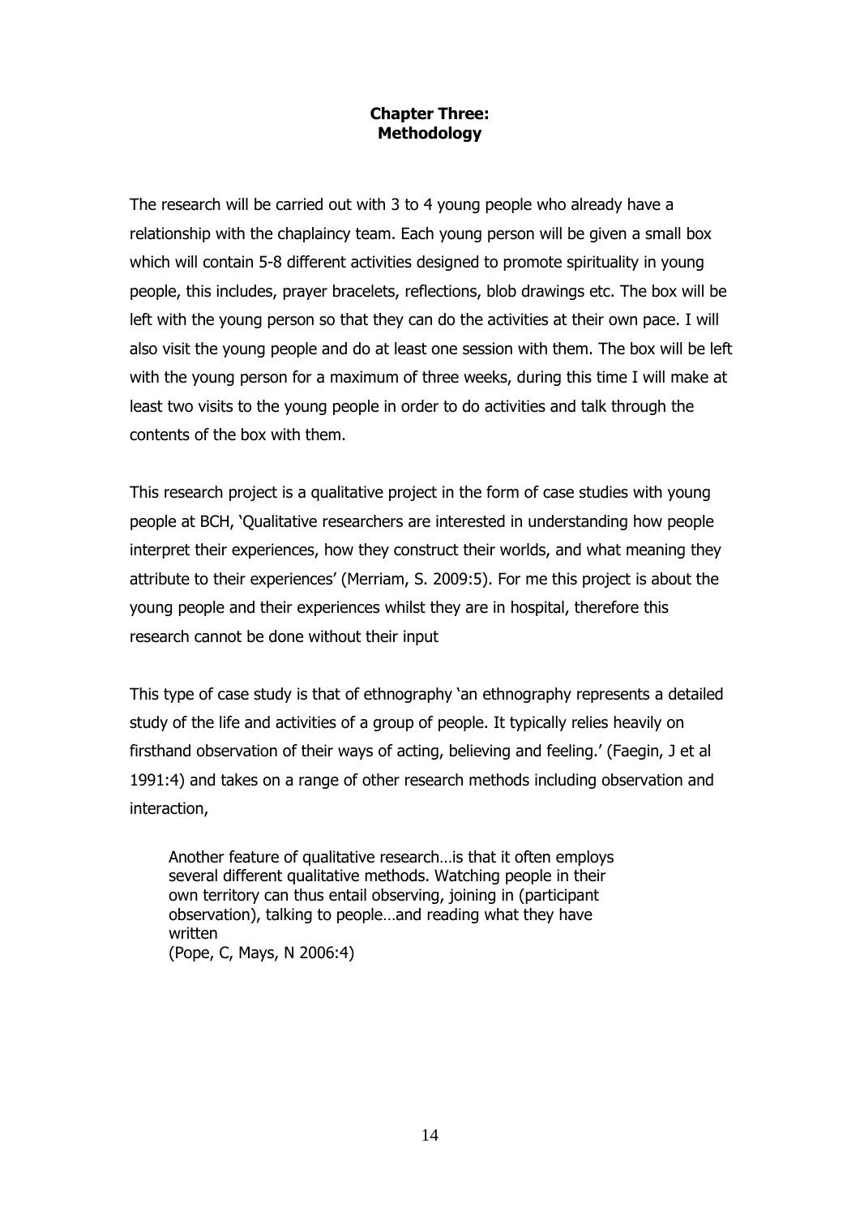# Chapter Three: Methodology

The research will be carried out with 3 to 4 young people who already have a relationship with the chaplaincy team. Each young person will be given a small box which will contain 5-8 different activities designed to promote spirituality in young people, this includes, prayer bracelets, reflections, blob drawings etc. The box will be left with the young person so that they can do the activities at their own pace. I will also visit the young people and do at least one session with them. The box will be left with the young person for a maximum of three weeks, during this time I will make at least two visits to the young people in order to do activities and talk through the contents of the box with them.

This research project is a qualitative project in the form of case studies with young people at BCH, 'Qualitative researchers are interested in understanding how people interpret their experiences, how they construct their worlds, and what meaning they attribute to their experiences' (Merriam, S. 2009:5). For me this project is about the young people and their experiences whilst they are in hospital, therefore this research cannot be done without their input

This type of case study is that of ethnography 'an ethnography represents a detailed study of the life and activities of a group of people. It typically relies heavily on firsthand observation of their ways of acting, believing and feeling.' (Faegin, J et al 1991:4) and takes on a range of other research methods including observation and interaction,

> Another feature of qualitative research…is that it often employs several different qualitative methods. Watching people in their own territory can thus entail observing, joining in (participant observation), talking to people…and reading what they have written
> (Pope, C, Mays, N 2006:4)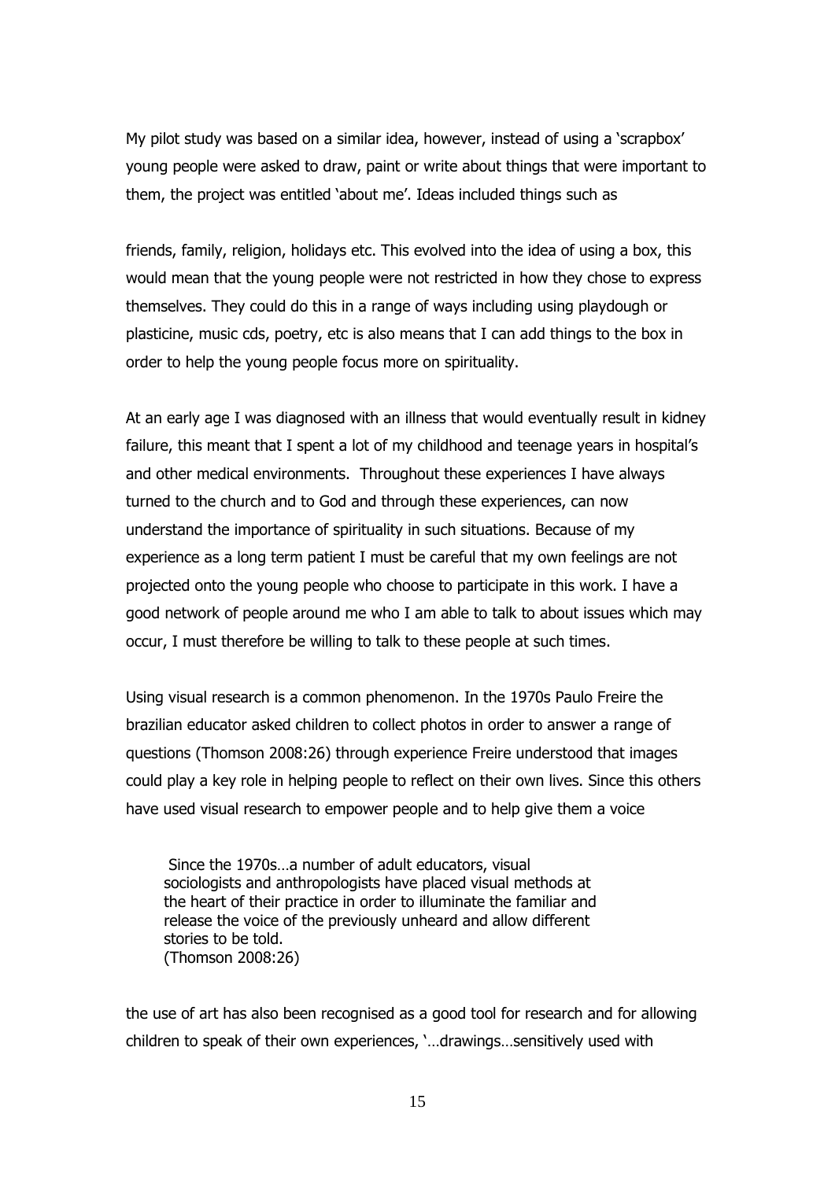My pilot study was based on a similar idea, however, instead of using a 'scrapbox' young people were asked to draw, paint or write about things that were important to them, the project was entitled 'about me'. Ideas included things such as

friends, family, religion, holidays etc. This evolved into the idea of using a box, this would mean that the young people were not restricted in how they chose to express themselves. They could do this in a range of ways including using playdough or plasticine, music cds, poetry, etc is also means that I can add things to the box in order to help the young people focus more on spirituality.

At an early age I was diagnosed with an illness that would eventually result in kidney failure, this meant that I spent a lot of my childhood and teenage years in hospital's and other medical environments. Throughout these experiences I have always turned to the church and to God and through these experiences, can now understand the importance of spirituality in such situations. Because of my experience as a long term patient I must be careful that my own feelings are not projected onto the young people who choose to participate in this work. I have a good network of people around me who I am able to talk to about issues which may occur, I must therefore be willing to talk to these people at such times.

Using visual research is a common phenomenon. In the 1970s Paulo Freire the brazilian educator asked children to collect photos in order to answer a range of questions (Thomson 2008:26) through experience Freire understood that images could play a key role in helping people to reflect on their own lives. Since this others have used visual research to empower people and to help give them a voice

> Since the 1970s…a number of adult educators, visual sociologists and anthropologists have placed visual methods at the heart of their practice in order to illuminate the familiar and release the voice of the previously unheard and allow different stories to be told.
> (Thomson 2008:26)

the use of art has also been recognised as a good tool for research and for allowing children to speak of their own experiences, '…drawings…sensitively used with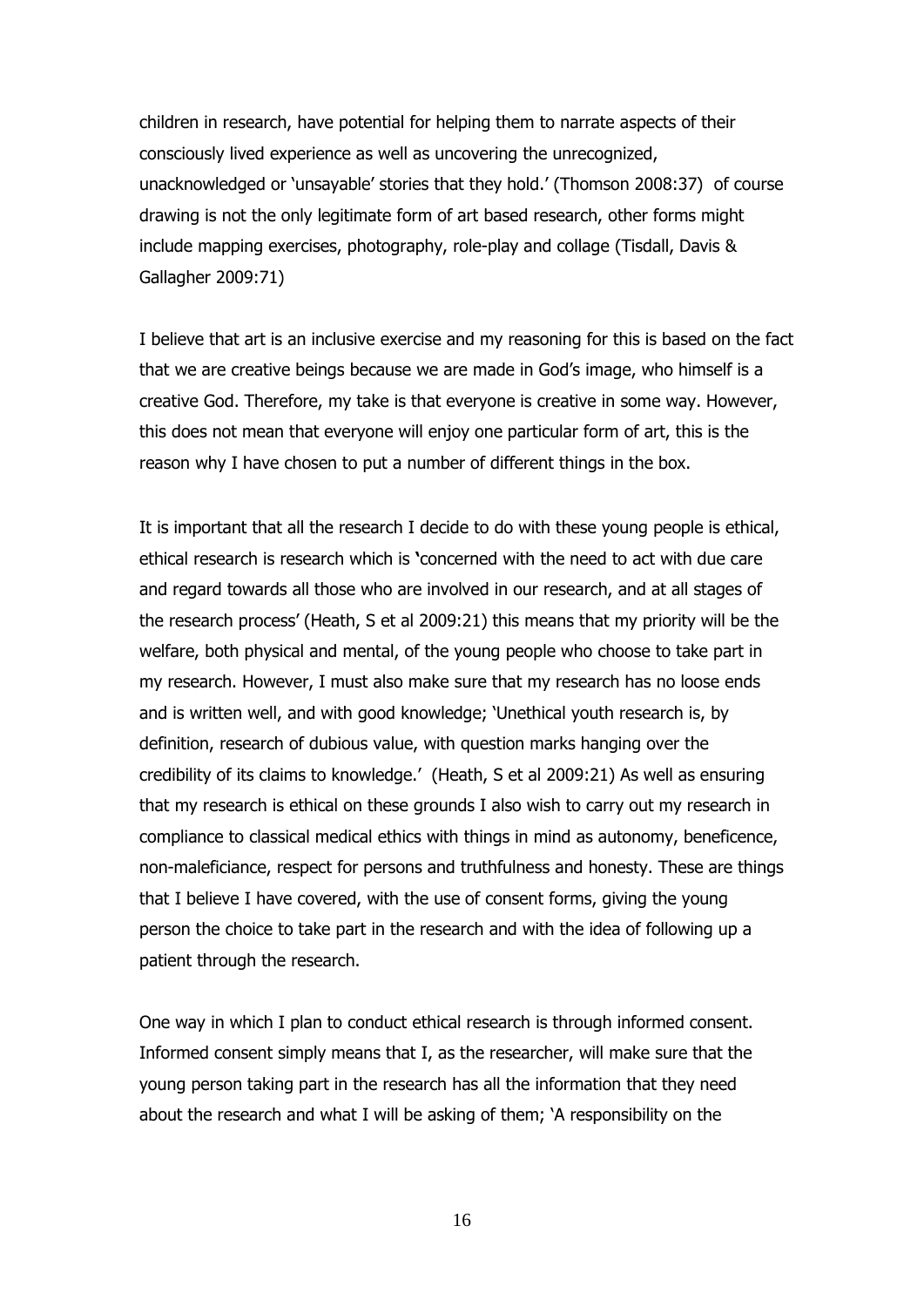children in research, have potential for helping them to narrate aspects of their consciously lived experience as well as uncovering the unrecognized, unacknowledged or 'unsayable' stories that they hold.' (Thomson 2008:37) of course drawing is not the only legitimate form of art based research, other forms might include mapping exercises, photography, role-play and collage (Tisdall, Davis & Gallagher 2009:71)

I believe that art is an inclusive exercise and my reasoning for this is based on the fact that we are creative beings because we are made in God's image, who himself is a creative God. Therefore, my take is that everyone is creative in some way. However, this does not mean that everyone will enjoy one particular form of art, this is the reason why I have chosen to put a number of different things in the box.

It is important that all the research I decide to do with these young people is ethical, ethical research is research which is 'concerned with the need to act with due care and regard towards all those who are involved in our research, and at all stages of the research process' (Heath, S et al 2009:21) this means that my priority will be the welfare, both physical and mental, of the young people who choose to take part in my research. However, I must also make sure that my research has no loose ends and is written well, and with good knowledge; 'Unethical youth research is, by definition, research of dubious value, with question marks hanging over the credibility of its claims to knowledge.' (Heath, S et al 2009:21) As well as ensuring that my research is ethical on these grounds I also wish to carry out my research in compliance to classical medical ethics with things in mind as autonomy, beneficence, non-maleficiance, respect for persons and truthfulness and honesty. These are things that I believe I have covered, with the use of consent forms, giving the young person the choice to take part in the research and with the idea of following up a patient through the research.

One way in which I plan to conduct ethical research is through informed consent. Informed consent simply means that I, as the researcher, will make sure that the young person taking part in the research has all the information that they need about the research and what I will be asking of them; 'A responsibility on the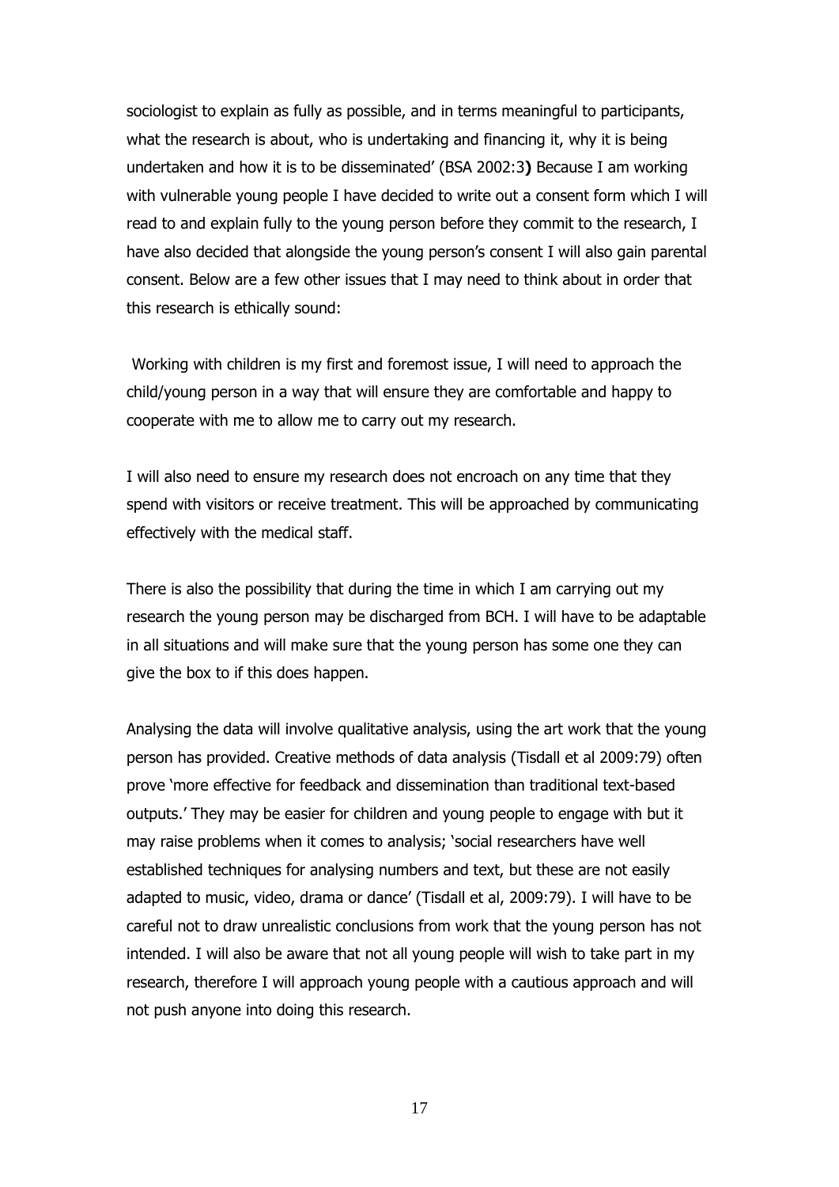sociologist to explain as fully as possible, and in terms meaningful to participants, what the research is about, who is undertaking and financing it, why it is being undertaken and how it is to be disseminated' (BSA 2002:3**)** Because I am working with vulnerable young people I have decided to write out a consent form which I will read to and explain fully to the young person before they commit to the research, I have also decided that alongside the young person's consent I will also gain parental consent. Below are a few other issues that I may need to think about in order that this research is ethically sound:

Working with children is my first and foremost issue, I will need to approach the child/young person in a way that will ensure they are comfortable and happy to cooperate with me to allow me to carry out my research.

I will also need to ensure my research does not encroach on any time that they spend with visitors or receive treatment. This will be approached by communicating effectively with the medical staff.

There is also the possibility that during the time in which I am carrying out my research the young person may be discharged from BCH. I will have to be adaptable in all situations and will make sure that the young person has some one they can give the box to if this does happen.

Analysing the data will involve qualitative analysis, using the art work that the young person has provided. Creative methods of data analysis (Tisdall et al 2009:79) often prove 'more effective for feedback and dissemination than traditional text-based outputs.' They may be easier for children and young people to engage with but it may raise problems when it comes to analysis; 'social researchers have well established techniques for analysing numbers and text, but these are not easily adapted to music, video, drama or dance' (Tisdall et al, 2009:79). I will have to be careful not to draw unrealistic conclusions from work that the young person has not intended. I will also be aware that not all young people will wish to take part in my research, therefore I will approach young people with a cautious approach and will not push anyone into doing this research.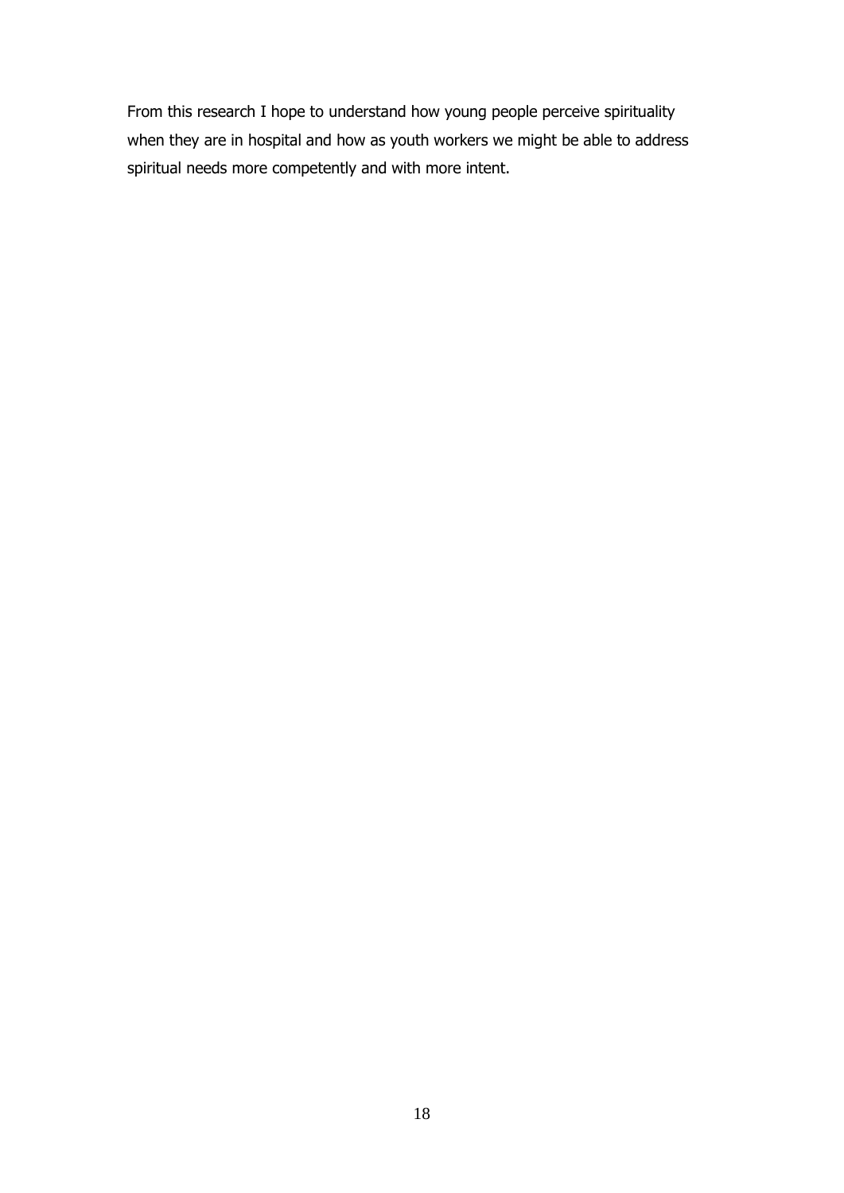From this research I hope to understand how young people perceive spirituality when they are in hospital and how as youth workers we might be able to address spiritual needs more competently and with more intent.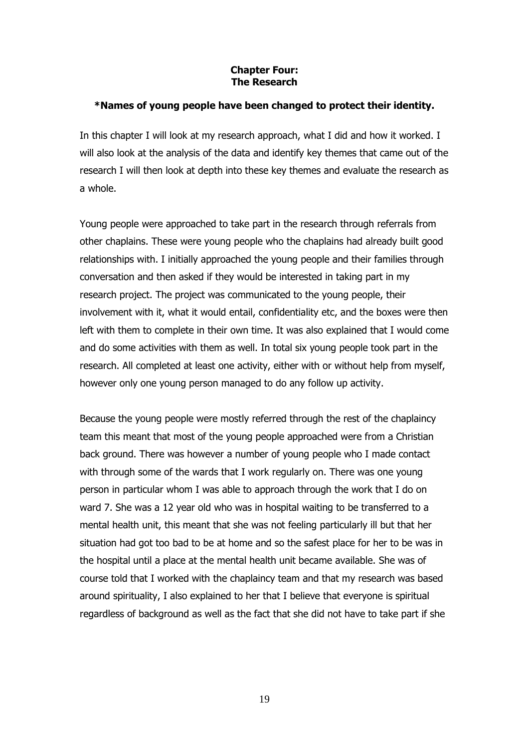# Chapter Four:
# The Research

**\*Names of young people have been changed to protect their identity.**

In this chapter I will look at my research approach, what I did and how it worked. I will also look at the analysis of the data and identify key themes that came out of the research I will then look at depth into these key themes and evaluate the research as a whole.

Young people were approached to take part in the research through referrals from other chaplains. These were young people who the chaplains had already built good relationships with. I initially approached the young people and their families through conversation and then asked if they would be interested in taking part in my research project. The project was communicated to the young people, their involvement with it, what it would entail, confidentiality etc, and the boxes were then left with them to complete in their own time. It was also explained that I would come and do some activities with them as well. In total six young people took part in the research. All completed at least one activity, either with or without help from myself, however only one young person managed to do any follow up activity.

Because the young people were mostly referred through the rest of the chaplaincy team this meant that most of the young people approached were from a Christian back ground. There was however a number of young people who I made contact with through some of the wards that I work regularly on. There was one young person in particular whom I was able to approach through the work that I do on ward 7. She was a 12 year old who was in hospital waiting to be transferred to a mental health unit, this meant that she was not feeling particularly ill but that her situation had got too bad to be at home and so the safest place for her to be was in the hospital until a place at the mental health unit became available. She was of course told that I worked with the chaplaincy team and that my research was based around spirituality, I also explained to her that I believe that everyone is spiritual regardless of background as well as the fact that she did not have to take part if she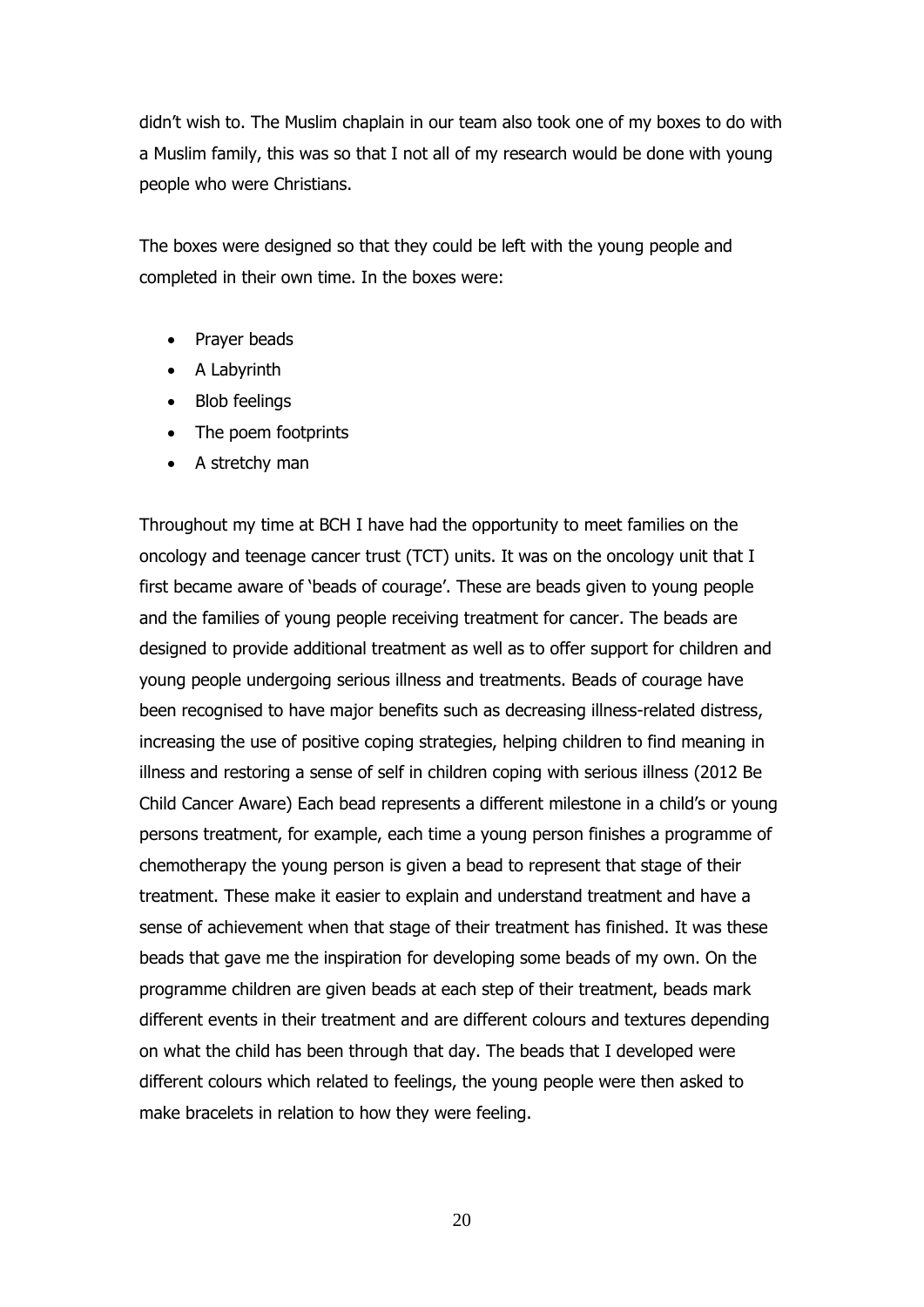didn't wish to. The Muslim chaplain in our team also took one of my boxes to do with a Muslim family, this was so that I not all of my research would be done with young people who were Christians.

The boxes were designed so that they could be left with the young people and completed in their own time. In the boxes were:

- Prayer beads
- A Labyrinth
- Blob feelings
- The poem footprints
- A stretchy man

Throughout my time at BCH I have had the opportunity to meet families on the oncology and teenage cancer trust (TCT) units. It was on the oncology unit that I first became aware of 'beads of courage'. These are beads given to young people and the families of young people receiving treatment for cancer. The beads are designed to provide additional treatment as well as to offer support for children and young people undergoing serious illness and treatments. Beads of courage have been recognised to have major benefits such as decreasing illness-related distress, increasing the use of positive coping strategies, helping children to find meaning in illness and restoring a sense of self in children coping with serious illness (2012 Be Child Cancer Aware) Each bead represents a different milestone in a child's or young persons treatment, for example, each time a young person finishes a programme of chemotherapy the young person is given a bead to represent that stage of their treatment. These make it easier to explain and understand treatment and have a sense of achievement when that stage of their treatment has finished. It was these beads that gave me the inspiration for developing some beads of my own. On the programme children are given beads at each step of their treatment, beads mark different events in their treatment and are different colours and textures depending on what the child has been through that day. The beads that I developed were different colours which related to feelings, the young people were then asked to make bracelets in relation to how they were feeling.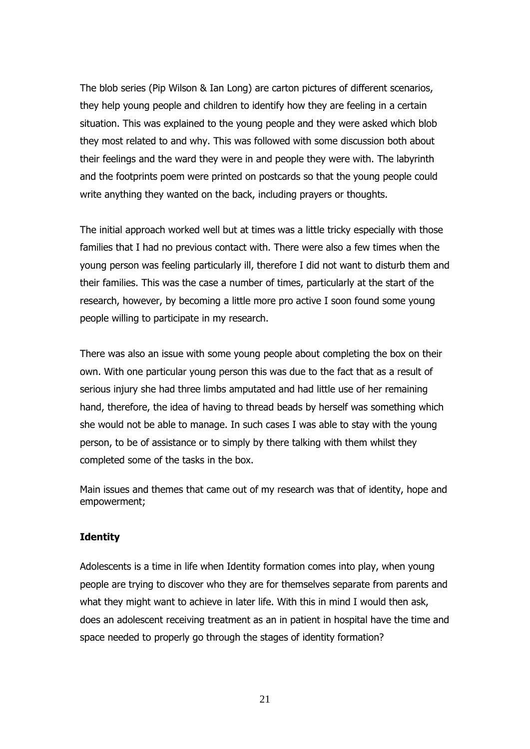The blob series (Pip Wilson & Ian Long) are carton pictures of different scenarios, they help young people and children to identify how they are feeling in a certain situation. This was explained to the young people and they were asked which blob they most related to and why. This was followed with some discussion both about their feelings and the ward they were in and people they were with. The labyrinth and the footprints poem were printed on postcards so that the young people could write anything they wanted on the back, including prayers or thoughts.

The initial approach worked well but at times was a little tricky especially with those families that I had no previous contact with. There were also a few times when the young person was feeling particularly ill, therefore I did not want to disturb them and their families. This was the case a number of times, particularly at the start of the research, however, by becoming a little more pro active I soon found some young people willing to participate in my research.

There was also an issue with some young people about completing the box on their own. With one particular young person this was due to the fact that as a result of serious injury she had three limbs amputated and had little use of her remaining hand, therefore, the idea of having to thread beads by herself was something which she would not be able to manage. In such cases I was able to stay with the young person, to be of assistance or to simply by there talking with them whilst they completed some of the tasks in the box.

Main issues and themes that came out of my research was that of identity, hope and empowerment;

**Identity**

Adolescents is a time in life when Identity formation comes into play, when young people are trying to discover who they are for themselves separate from parents and what they might want to achieve in later life. With this in mind I would then ask, does an adolescent receiving treatment as an in patient in hospital have the time and space needed to properly go through the stages of identity formation?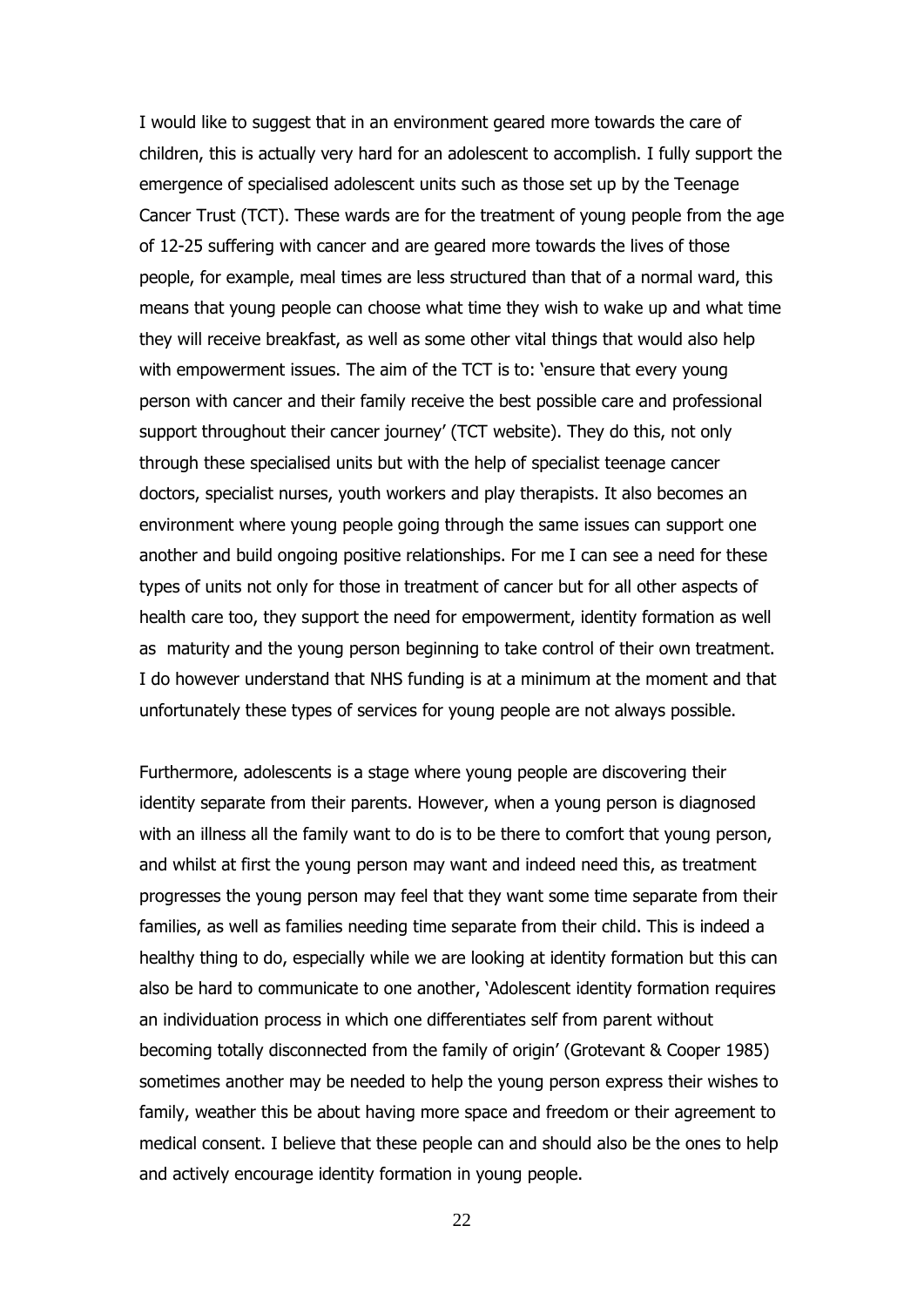I would like to suggest that in an environment geared more towards the care of children, this is actually very hard for an adolescent to accomplish. I fully support the emergence of specialised adolescent units such as those set up by the Teenage Cancer Trust (TCT). These wards are for the treatment of young people from the age of 12-25 suffering with cancer and are geared more towards the lives of those people, for example, meal times are less structured than that of a normal ward, this means that young people can choose what time they wish to wake up and what time they will receive breakfast, as well as some other vital things that would also help with empowerment issues. The aim of the TCT is to: 'ensure that every young person with cancer and their family receive the best possible care and professional support throughout their cancer journey' (TCT website). They do this, not only through these specialised units but with the help of specialist teenage cancer doctors, specialist nurses, youth workers and play therapists. It also becomes an environment where young people going through the same issues can support one another and build ongoing positive relationships. For me I can see a need for these types of units not only for those in treatment of cancer but for all other aspects of health care too, they support the need for empowerment, identity formation as well as maturity and the young person beginning to take control of their own treatment. I do however understand that NHS funding is at a minimum at the moment and that unfortunately these types of services for young people are not always possible.

Furthermore, adolescents is a stage where young people are discovering their identity separate from their parents. However, when a young person is diagnosed with an illness all the family want to do is to be there to comfort that young person, and whilst at first the young person may want and indeed need this, as treatment progresses the young person may feel that they want some time separate from their families, as well as families needing time separate from their child. This is indeed a healthy thing to do, especially while we are looking at identity formation but this can also be hard to communicate to one another, 'Adolescent identity formation requires an individuation process in which one differentiates self from parent without becoming totally disconnected from the family of origin' (Grotevant & Cooper 1985) sometimes another may be needed to help the young person express their wishes to family, weather this be about having more space and freedom or their agreement to medical consent. I believe that these people can and should also be the ones to help and actively encourage identity formation in young people.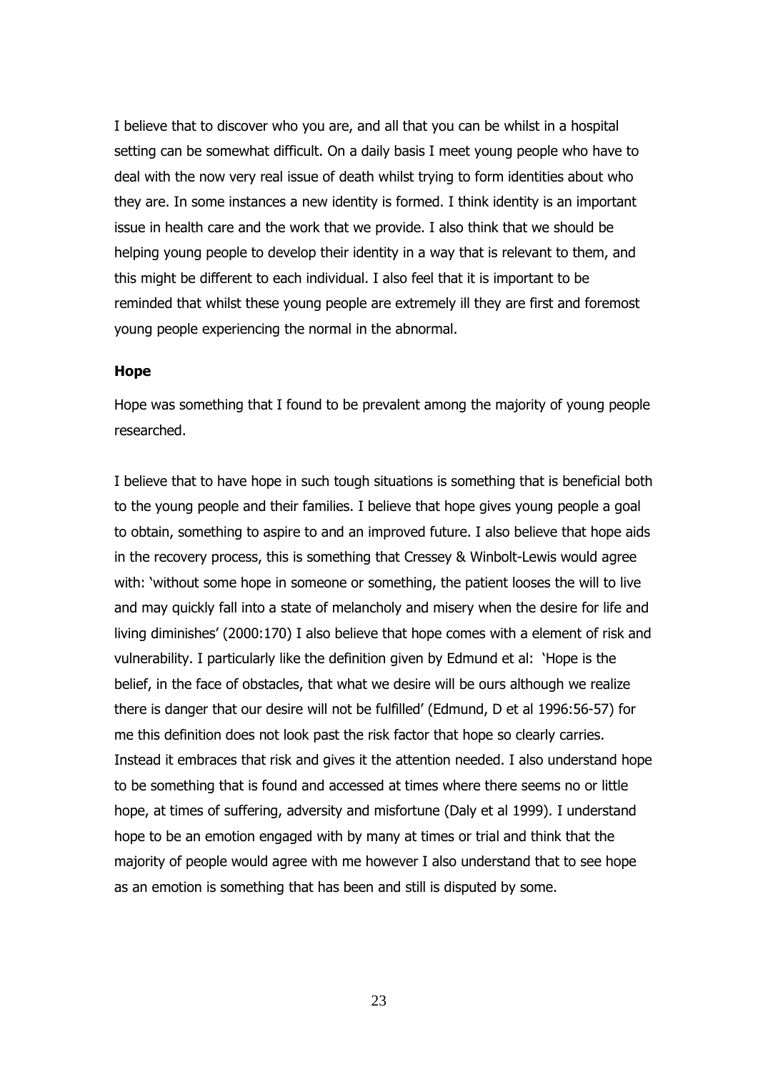I believe that to discover who you are, and all that you can be whilst in a hospital setting can be somewhat difficult. On a daily basis I meet young people who have to deal with the now very real issue of death whilst trying to form identities about who they are. In some instances a new identity is formed. I think identity is an important issue in health care and the work that we provide. I also think that we should be helping young people to develop their identity in a way that is relevant to them, and this might be different to each individual. I also feel that it is important to be reminded that whilst these young people are extremely ill they are first and foremost young people experiencing the normal in the abnormal.

**Hope**

Hope was something that I found to be prevalent among the majority of young people researched.

I believe that to have hope in such tough situations is something that is beneficial both to the young people and their families. I believe that hope gives young people a goal to obtain, something to aspire to and an improved future. I also believe that hope aids in the recovery process, this is something that Cressey & Winbolt-Lewis would agree with: 'without some hope in someone or something, the patient looses the will to live and may quickly fall into a state of melancholy and misery when the desire for life and living diminishes' (2000:170) I also believe that hope comes with a element of risk and vulnerability. I particularly like the definition given by Edmund et al: 'Hope is the belief, in the face of obstacles, that what we desire will be ours although we realize there is danger that our desire will not be fulfilled' (Edmund, D et al 1996:56-57) for me this definition does not look past the risk factor that hope so clearly carries. Instead it embraces that risk and gives it the attention needed. I also understand hope to be something that is found and accessed at times where there seems no or little hope, at times of suffering, adversity and misfortune (Daly et al 1999). I understand hope to be an emotion engaged with by many at times or trial and think that the majority of people would agree with me however I also understand that to see hope as an emotion is something that has been and still is disputed by some.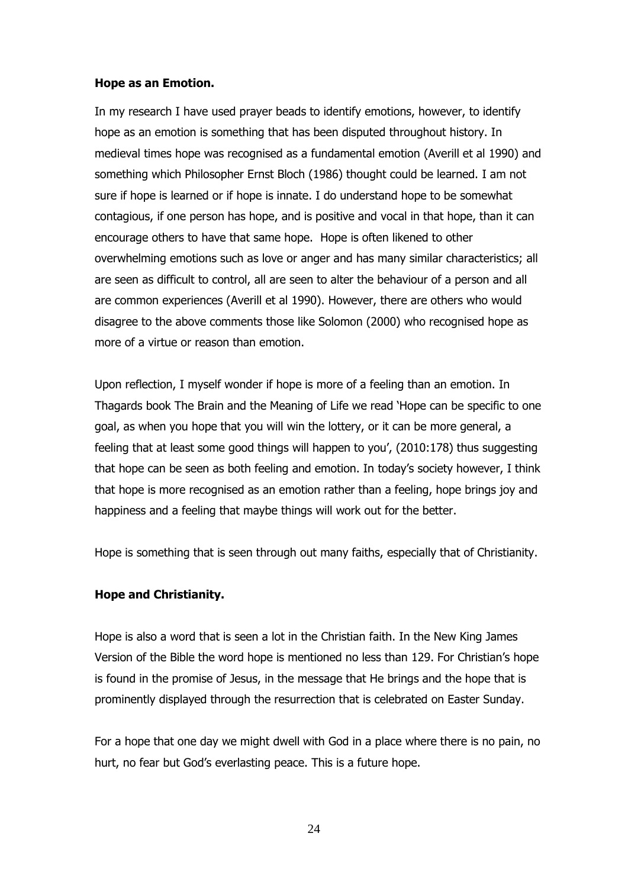**Hope as an Emotion.**

In my research I have used prayer beads to identify emotions, however, to identify hope as an emotion is something that has been disputed throughout history. In medieval times hope was recognised as a fundamental emotion (Averill et al 1990) and something which Philosopher Ernst Bloch (1986) thought could be learned. I am not sure if hope is learned or if hope is innate. I do understand hope to be somewhat contagious, if one person has hope, and is positive and vocal in that hope, than it can encourage others to have that same hope. Hope is often likened to other overwhelming emotions such as love or anger and has many similar characteristics; all are seen as difficult to control, all are seen to alter the behaviour of a person and all are common experiences (Averill et al 1990). However, there are others who would disagree to the above comments those like Solomon (2000) who recognised hope as more of a virtue or reason than emotion.

Upon reflection, I myself wonder if hope is more of a feeling than an emotion. In Thagards book The Brain and the Meaning of Life we read 'Hope can be specific to one goal, as when you hope that you will win the lottery, or it can be more general, a feeling that at least some good things will happen to you', (2010:178) thus suggesting that hope can be seen as both feeling and emotion. In today's society however, I think that hope is more recognised as an emotion rather than a feeling, hope brings joy and happiness and a feeling that maybe things will work out for the better.

Hope is something that is seen through out many faiths, especially that of Christianity.

**Hope and Christianity.**

Hope is also a word that is seen a lot in the Christian faith. In the New King James Version of the Bible the word hope is mentioned no less than 129. For Christian's hope is found in the promise of Jesus, in the message that He brings and the hope that is prominently displayed through the resurrection that is celebrated on Easter Sunday.

For a hope that one day we might dwell with God in a place where there is no pain, no hurt, no fear but God's everlasting peace. This is a future hope.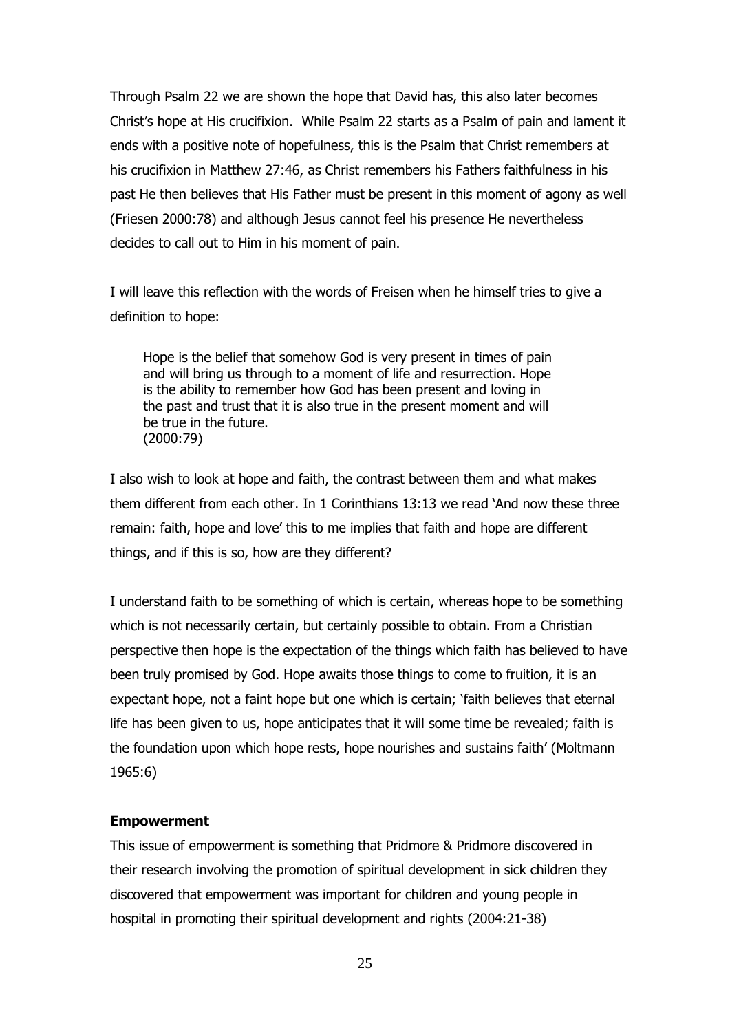Through Psalm 22 we are shown the hope that David has, this also later becomes Christ's hope at His crucifixion. While Psalm 22 starts as a Psalm of pain and lament it ends with a positive note of hopefulness, this is the Psalm that Christ remembers at his crucifixion in Matthew 27:46, as Christ remembers his Fathers faithfulness in his past He then believes that His Father must be present in this moment of agony as well (Friesen 2000:78) and although Jesus cannot feel his presence He nevertheless decides to call out to Him in his moment of pain.

I will leave this reflection with the words of Freisen when he himself tries to give a definition to hope:

> Hope is the belief that somehow God is very present in times of pain and will bring us through to a moment of life and resurrection. Hope is the ability to remember how God has been present and loving in the past and trust that it is also true in the present moment and will be true in the future.
> (2000:79)

I also wish to look at hope and faith, the contrast between them and what makes them different from each other. In 1 Corinthians 13:13 we read 'And now these three remain: faith, hope and love' this to me implies that faith and hope are different things, and if this is so, how are they different?

I understand faith to be something of which is certain, whereas hope to be something which is not necessarily certain, but certainly possible to obtain. From a Christian perspective then hope is the expectation of the things which faith has believed to have been truly promised by God. Hope awaits those things to come to fruition, it is an expectant hope, not a faint hope but one which is certain; 'faith believes that eternal life has been given to us, hope anticipates that it will some time be revealed; faith is the foundation upon which hope rests, hope nourishes and sustains faith' (Moltmann 1965:6)

**Empowerment**

This issue of empowerment is something that Pridmore & Pridmore discovered in their research involving the promotion of spiritual development in sick children they discovered that empowerment was important for children and young people in hospital in promoting their spiritual development and rights (2004:21-38)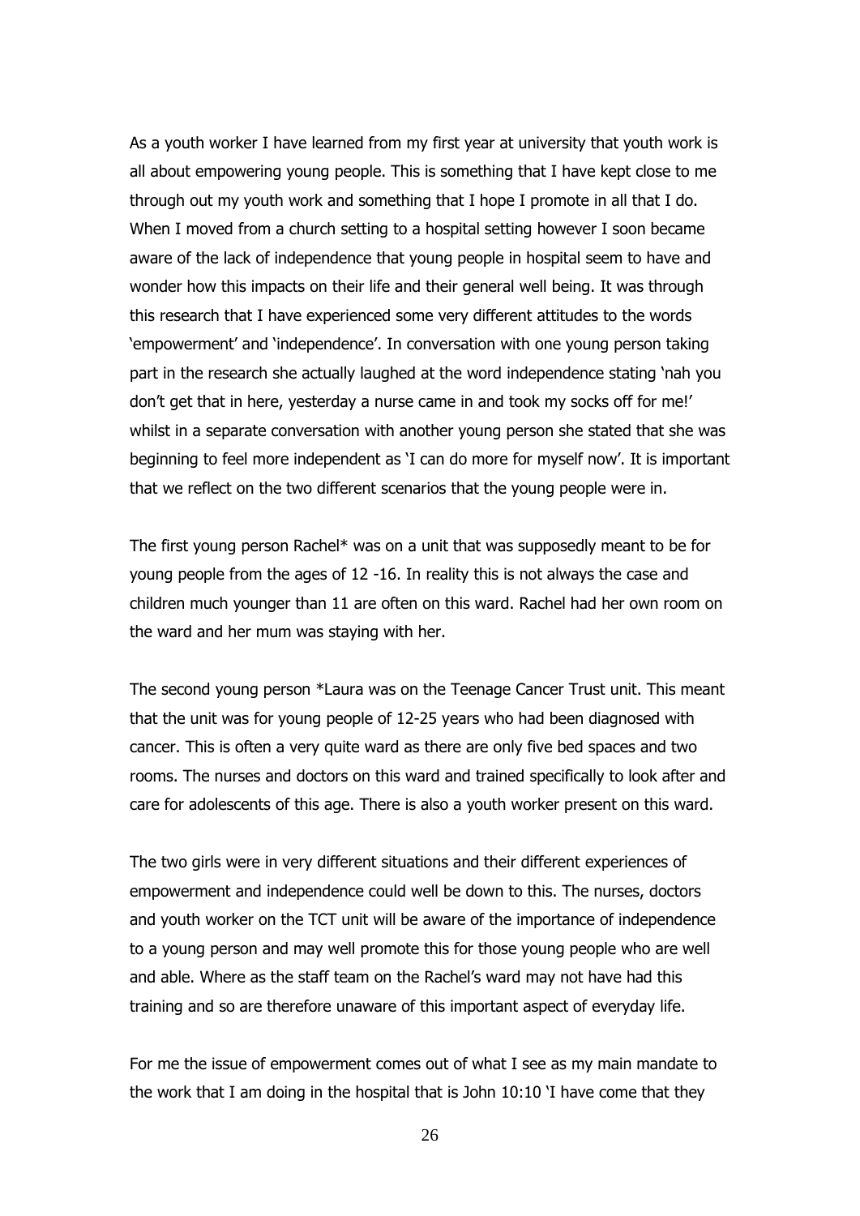As a youth worker I have learned from my first year at university that youth work is all about empowering young people. This is something that I have kept close to me through out my youth work and something that I hope I promote in all that I do. When I moved from a church setting to a hospital setting however I soon became aware of the lack of independence that young people in hospital seem to have and wonder how this impacts on their life and their general well being. It was through this research that I have experienced some very different attitudes to the words 'empowerment' and 'independence'. In conversation with one young person taking part in the research she actually laughed at the word independence stating 'nah you don't get that in here, yesterday a nurse came in and took my socks off for me!' whilst in a separate conversation with another young person she stated that she was beginning to feel more independent as 'I can do more for myself now'. It is important that we reflect on the two different scenarios that the young people were in.

The first young person Rachel* was on a unit that was supposedly meant to be for young people from the ages of 12 -16. In reality this is not always the case and children much younger than 11 are often on this ward. Rachel had her own room on the ward and her mum was staying with her.

The second young person *Laura was on the Teenage Cancer Trust unit. This meant that the unit was for young people of 12-25 years who had been diagnosed with cancer. This is often a very quite ward as there are only five bed spaces and two rooms. The nurses and doctors on this ward and trained specifically to look after and care for adolescents of this age. There is also a youth worker present on this ward.

The two girls were in very different situations and their different experiences of empowerment and independence could well be down to this. The nurses, doctors and youth worker on the TCT unit will be aware of the importance of independence to a young person and may well promote this for those young people who are well and able. Where as the staff team on the Rachel's ward may not have had this training and so are therefore unaware of this important aspect of everyday life.

For me the issue of empowerment comes out of what I see as my main mandate to the work that I am doing in the hospital that is John 10:10 'I have come that they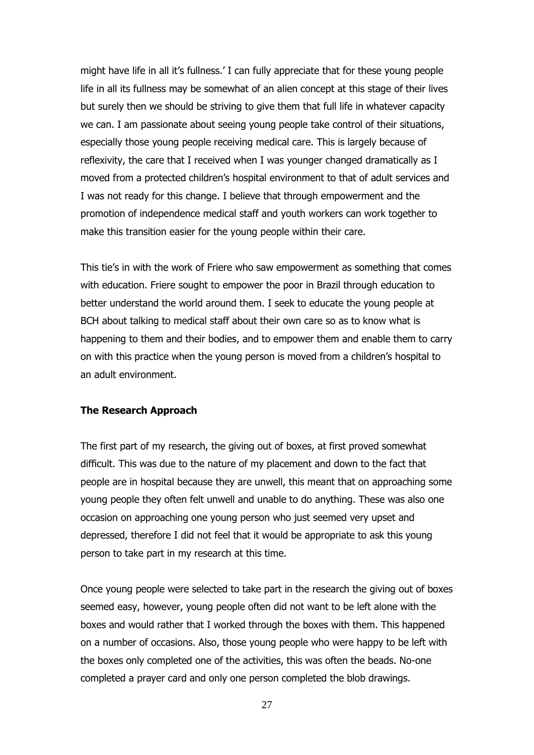might have life in all it's fullness.' I can fully appreciate that for these young people life in all its fullness may be somewhat of an alien concept at this stage of their lives but surely then we should be striving to give them that full life in whatever capacity we can. I am passionate about seeing young people take control of their situations, especially those young people receiving medical care. This is largely because of reflexivity, the care that I received when I was younger changed dramatically as I moved from a protected children's hospital environment to that of adult services and I was not ready for this change. I believe that through empowerment and the promotion of independence medical staff and youth workers can work together to make this transition easier for the young people within their care.

This tie's in with the work of Friere who saw empowerment as something that comes with education. Friere sought to empower the poor in Brazil through education to better understand the world around them. I seek to educate the young people at BCH about talking to medical staff about their own care so as to know what is happening to them and their bodies, and to empower them and enable them to carry on with this practice when the young person is moved from a children's hospital to an adult environment.

**The Research Approach**

The first part of my research, the giving out of boxes, at first proved somewhat difficult. This was due to the nature of my placement and down to the fact that people are in hospital because they are unwell, this meant that on approaching some young people they often felt unwell and unable to do anything. These was also one occasion on approaching one young person who just seemed very upset and depressed, therefore I did not feel that it would be appropriate to ask this young person to take part in my research at this time.

Once young people were selected to take part in the research the giving out of boxes seemed easy, however, young people often did not want to be left alone with the boxes and would rather that I worked through the boxes with them. This happened on a number of occasions. Also, those young people who were happy to be left with the boxes only completed one of the activities, this was often the beads. No-one completed a prayer card and only one person completed the blob drawings.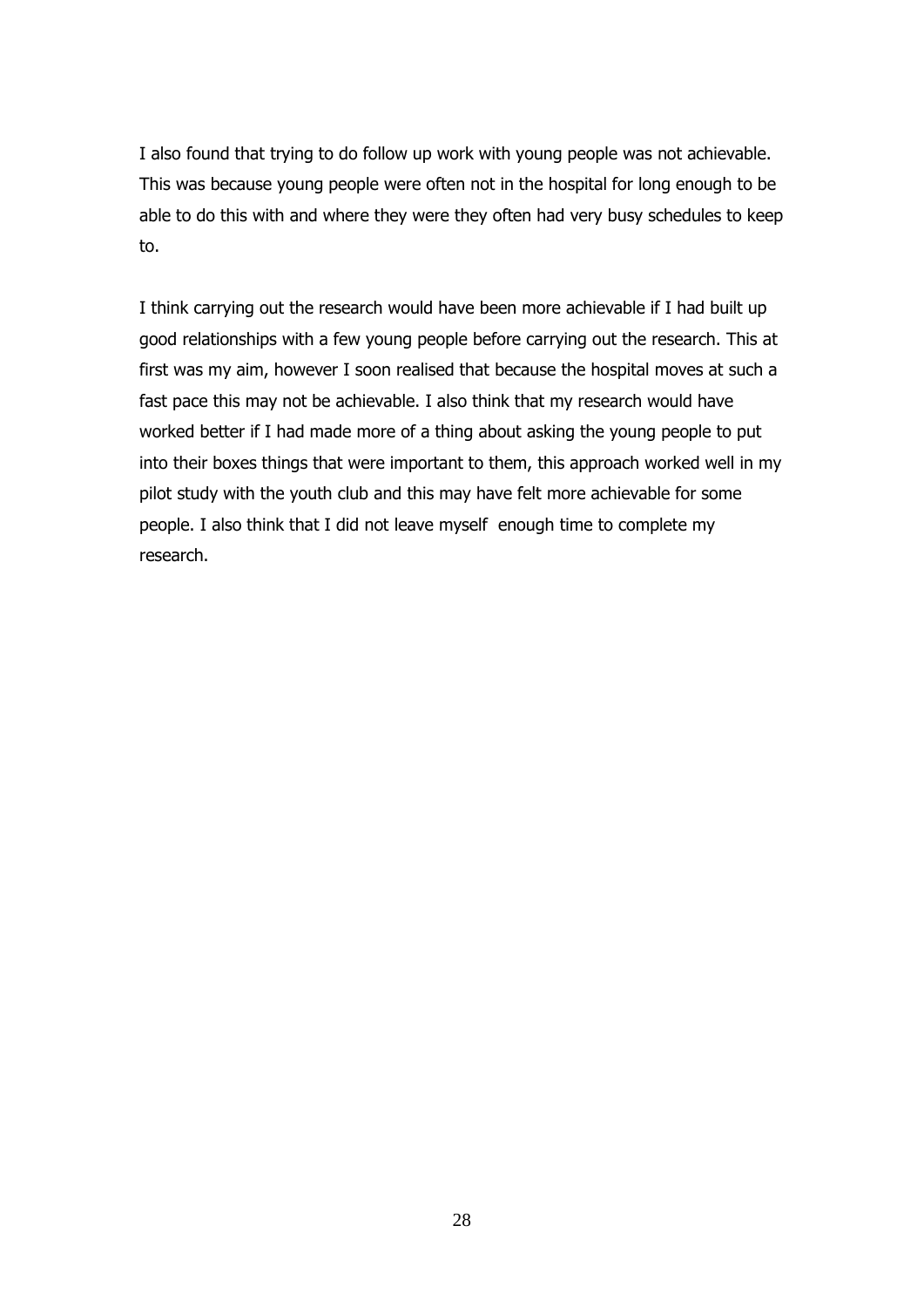I also found that trying to do follow up work with young people was not achievable. This was because young people were often not in the hospital for long enough to be able to do this with and where they were they often had very busy schedules to keep to.

I think carrying out the research would have been more achievable if I had built up good relationships with a few young people before carrying out the research. This at first was my aim, however I soon realised that because the hospital moves at such a fast pace this may not be achievable. I also think that my research would have worked better if I had made more of a thing about asking the young people to put into their boxes things that were important to them, this approach worked well in my pilot study with the youth club and this may have felt more achievable for some people. I also think that I did not leave myself enough time to complete my research.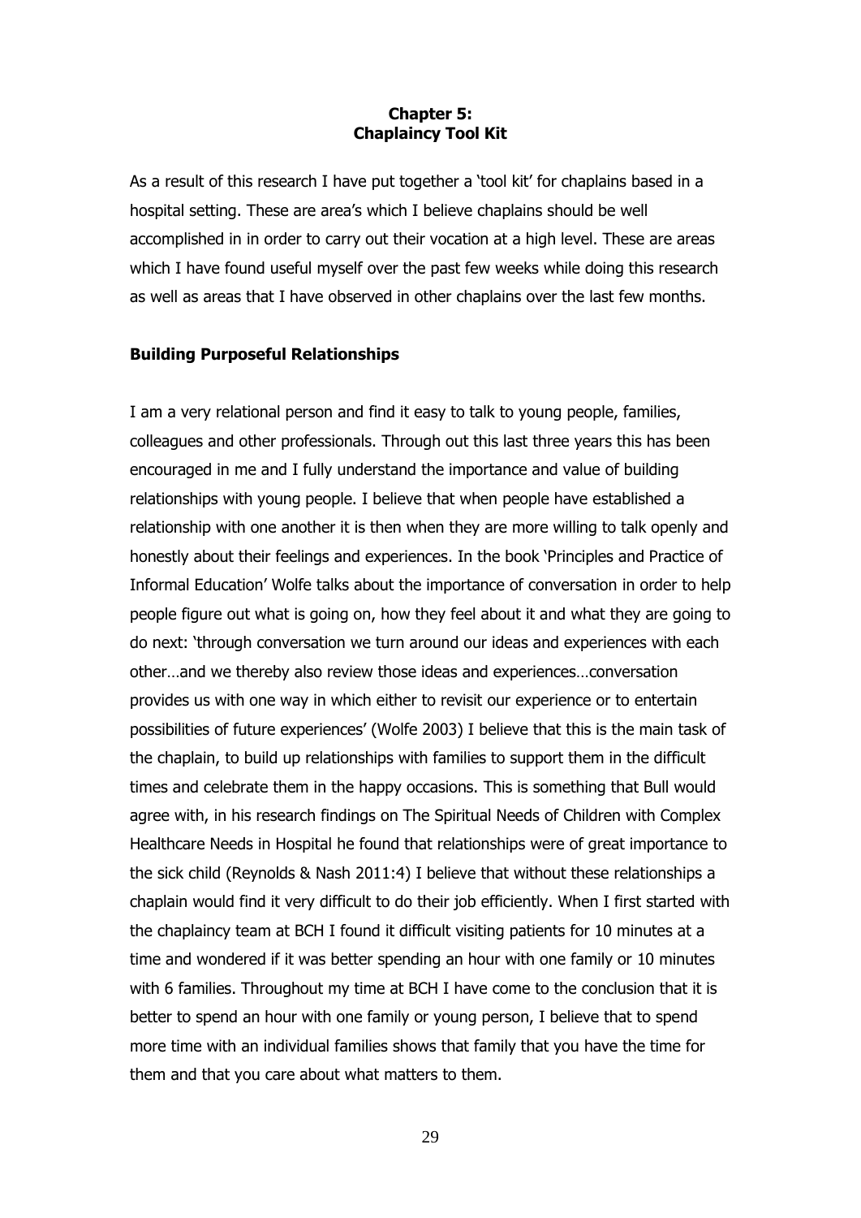# Chapter 5: Chaplaincy Tool Kit

As a result of this research I have put together a 'tool kit' for chaplains based in a hospital setting. These are area's which I believe chaplains should be well accomplished in in order to carry out their vocation at a high level. These are areas which I have found useful myself over the past few weeks while doing this research as well as areas that I have observed in other chaplains over the last few months.

## Building Purposeful Relationships

I am a very relational person and find it easy to talk to young people, families, colleagues and other professionals. Through out this last three years this has been encouraged in me and I fully understand the importance and value of building relationships with young people. I believe that when people have established a relationship with one another it is then when they are more willing to talk openly and honestly about their feelings and experiences. In the book 'Principles and Practice of Informal Education' Wolfe talks about the importance of conversation in order to help people figure out what is going on, how they feel about it and what they are going to do next: 'through conversation we turn around our ideas and experiences with each other…and we thereby also review those ideas and experiences…conversation provides us with one way in which either to revisit our experience or to entertain possibilities of future experiences' (Wolfe 2003) I believe that this is the main task of the chaplain, to build up relationships with families to support them in the difficult times and celebrate them in the happy occasions. This is something that Bull would agree with, in his research findings on The Spiritual Needs of Children with Complex Healthcare Needs in Hospital he found that relationships were of great importance to the sick child (Reynolds & Nash 2011:4) I believe that without these relationships a chaplain would find it very difficult to do their job efficiently. When I first started with the chaplaincy team at BCH I found it difficult visiting patients for 10 minutes at a time and wondered if it was better spending an hour with one family or 10 minutes with 6 families. Throughout my time at BCH I have come to the conclusion that it is better to spend an hour with one family or young person, I believe that to spend more time with an individual families shows that family that you have the time for them and that you care about what matters to them.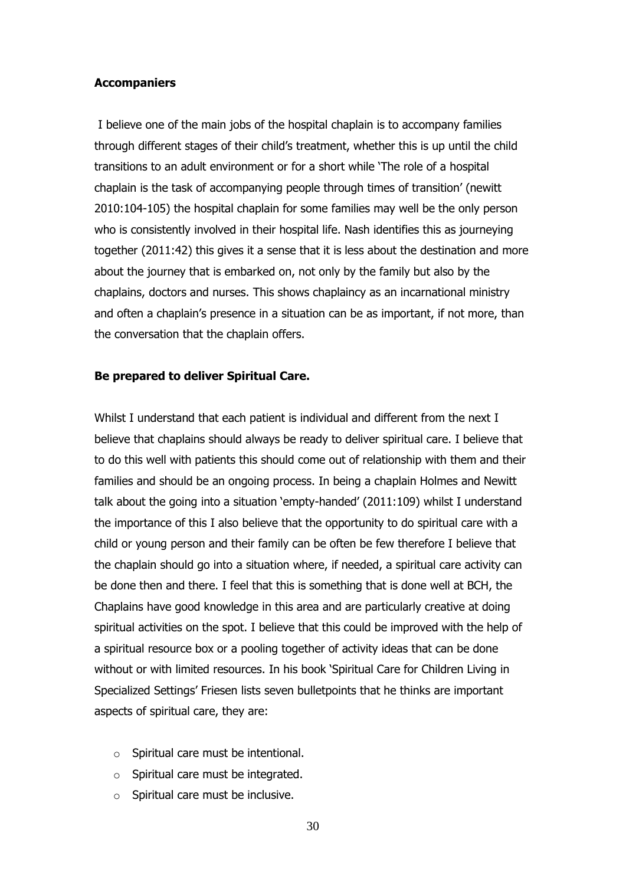**Accompaniers**

I believe one of the main jobs of the hospital chaplain is to accompany families through different stages of their child's treatment, whether this is up until the child transitions to an adult environment or for a short while 'The role of a hospital chaplain is the task of accompanying people through times of transition' (newitt 2010:104-105) the hospital chaplain for some families may well be the only person who is consistently involved in their hospital life. Nash identifies this as journeying together (2011:42) this gives it a sense that it is less about the destination and more about the journey that is embarked on, not only by the family but also by the chaplains, doctors and nurses. This shows chaplaincy as an incarnational ministry and often a chaplain's presence in a situation can be as important, if not more, than the conversation that the chaplain offers.

**Be prepared to deliver Spiritual Care.**

Whilst I understand that each patient is individual and different from the next I believe that chaplains should always be ready to deliver spiritual care. I believe that to do this well with patients this should come out of relationship with them and their families and should be an ongoing process. In being a chaplain Holmes and Newitt talk about the going into a situation 'empty-handed' (2011:109) whilst I understand the importance of this I also believe that the opportunity to do spiritual care with a child or young person and their family can be often be few therefore I believe that the chaplain should go into a situation where, if needed, a spiritual care activity can be done then and there. I feel that this is something that is done well at BCH, the Chaplains have good knowledge in this area and are particularly creative at doing spiritual activities on the spot. I believe that this could be improved with the help of a spiritual resource box or a pooling together of activity ideas that can be done without or with limited resources. In his book 'Spiritual Care for Children Living in Specialized Settings' Friesen lists seven bulletpoints that he thinks are important aspects of spiritual care, they are:

- Spiritual care must be intentional.
- Spiritual care must be integrated.
- Spiritual care must be inclusive.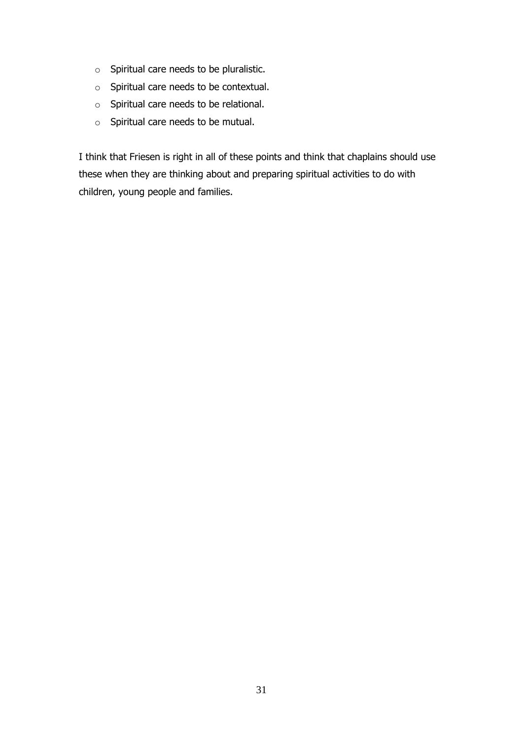- Spiritual care needs to be pluralistic.
- Spiritual care needs to be contextual.
- Spiritual care needs to be relational.
- Spiritual care needs to be mutual.

I think that Friesen is right in all of these points and think that chaplains should use these when they are thinking about and preparing spiritual activities to do with children, young people and families.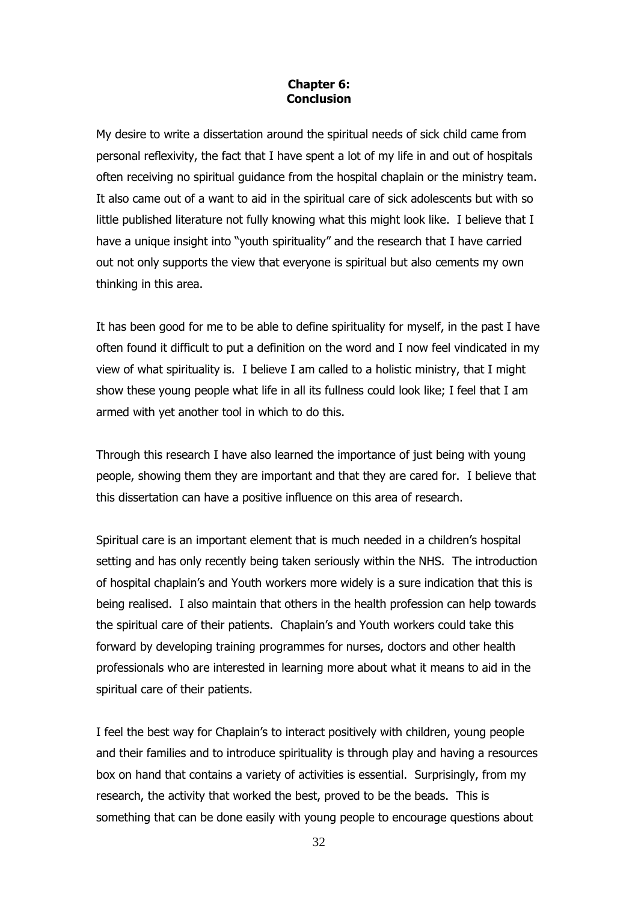# Chapter 6: Conclusion

My desire to write a dissertation around the spiritual needs of sick child came from personal reflexivity, the fact that I have spent a lot of my life in and out of hospitals often receiving no spiritual guidance from the hospital chaplain or the ministry team. It also came out of a want to aid in the spiritual care of sick adolescents but with so little published literature not fully knowing what this might look like. I believe that I have a unique insight into "youth spirituality" and the research that I have carried out not only supports the view that everyone is spiritual but also cements my own thinking in this area.

It has been good for me to be able to define spirituality for myself, in the past I have often found it difficult to put a definition on the word and I now feel vindicated in my view of what spirituality is. I believe I am called to a holistic ministry, that I might show these young people what life in all its fullness could look like; I feel that I am armed with yet another tool in which to do this.

Through this research I have also learned the importance of just being with young people, showing them they are important and that they are cared for. I believe that this dissertation can have a positive influence on this area of research.

Spiritual care is an important element that is much needed in a children's hospital setting and has only recently being taken seriously within the NHS. The introduction of hospital chaplain's and Youth workers more widely is a sure indication that this is being realised. I also maintain that others in the health profession can help towards the spiritual care of their patients. Chaplain's and Youth workers could take this forward by developing training programmes for nurses, doctors and other health professionals who are interested in learning more about what it means to aid in the spiritual care of their patients.

I feel the best way for Chaplain's to interact positively with children, young people and their families and to introduce spirituality is through play and having a resources box on hand that contains a variety of activities is essential. Surprisingly, from my research, the activity that worked the best, proved to be the beads. This is something that can be done easily with young people to encourage questions about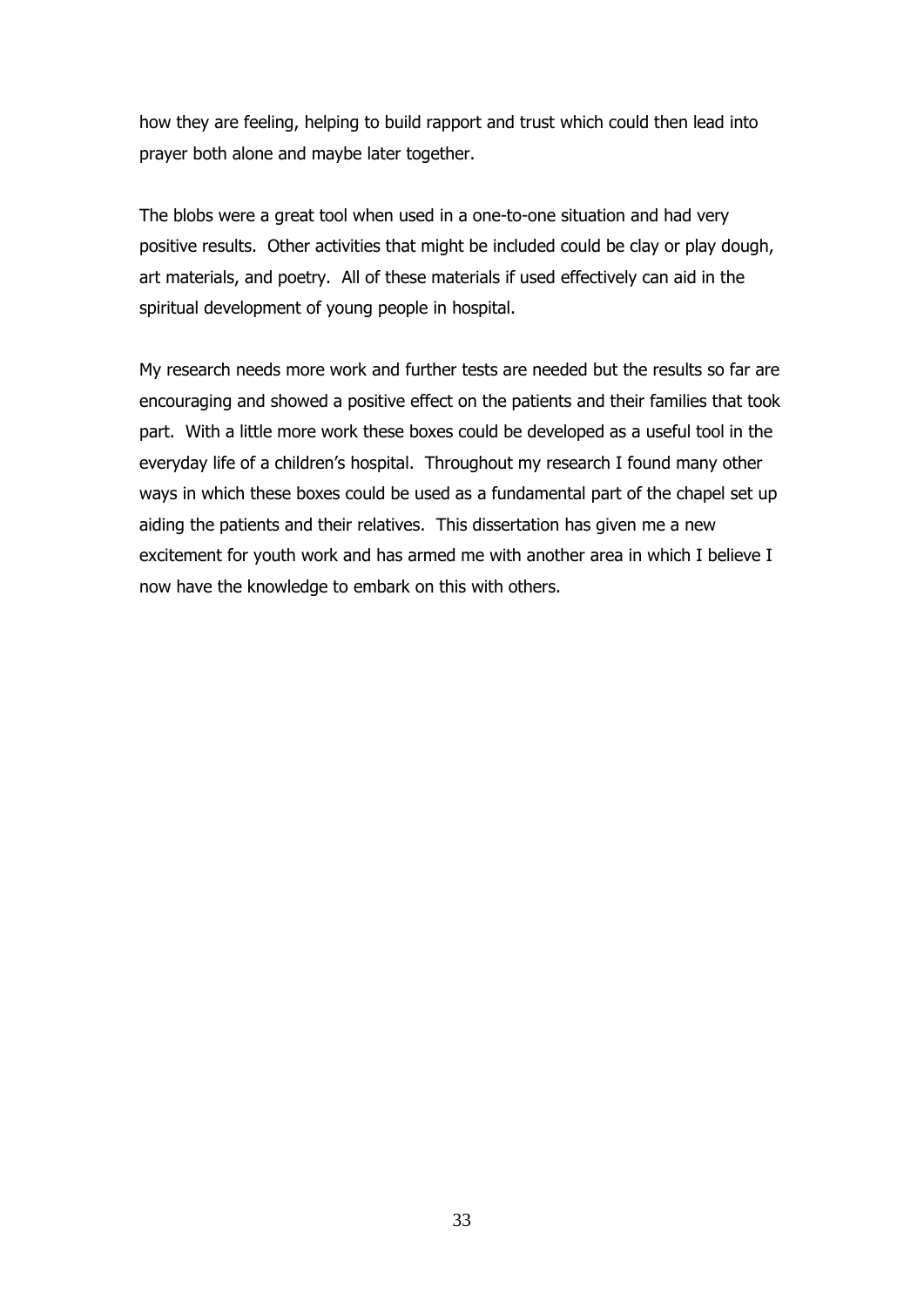how they are feeling, helping to build rapport and trust which could then lead into prayer both alone and maybe later together.

The blobs were a great tool when used in a one-to-one situation and had very positive results. Other activities that might be included could be clay or play dough, art materials, and poetry. All of these materials if used effectively can aid in the spiritual development of young people in hospital.

My research needs more work and further tests are needed but the results so far are encouraging and showed a positive effect on the patients and their families that took part. With a little more work these boxes could be developed as a useful tool in the everyday life of a children's hospital. Throughout my research I found many other ways in which these boxes could be used as a fundamental part of the chapel set up aiding the patients and their relatives. This dissertation has given me a new excitement for youth work and has armed me with another area in which I believe I now have the knowledge to embark on this with others.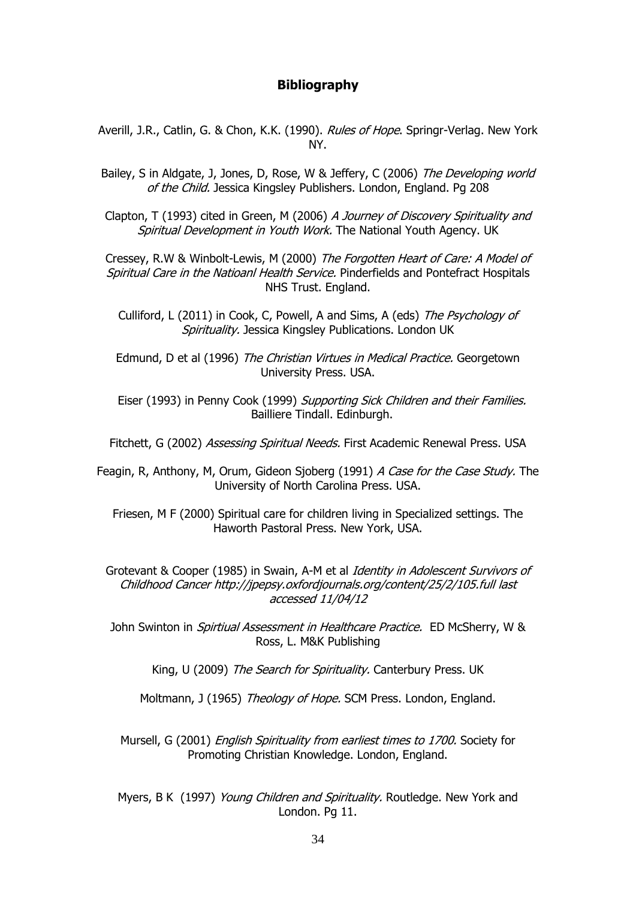## **Bibliography**

Averill, J.R., Catlin, G. & Chon, K.K. (1990). *Rules of Hope*. Springr-Verlag. New York NY.

Bailey, S in Aldgate, J, Jones, D, Rose, W & Jeffery, C (2006) *The Developing world of the Child.* Jessica Kingsley Publishers. London, England. Pg 208

Clapton, T (1993) cited in Green, M (2006) *A Journey of Discovery Spirituality and Spiritual Development in Youth Work.* The National Youth Agency. UK

Cressey, R.W & Winbolt-Lewis, M (2000) *The Forgotten Heart of Care: A Model of Spiritual Care in the Natioanl Health Service.* Pinderfields and Pontefract Hospitals NHS Trust. England.

Culliford, L (2011) in Cook, C, Powell, A and Sims, A (eds) *The Psychology of Spirituality.* Jessica Kingsley Publications. London UK

Edmund, D et al (1996) *The Christian Virtues in Medical Practice.* Georgetown University Press. USA.

Eiser (1993) in Penny Cook (1999) *Supporting Sick Children and their Families.* Bailliere Tindall. Edinburgh.

Fitchett, G (2002) *Assessing Spiritual Needs.* First Academic Renewal Press. USA

Feagin, R, Anthony, M, Orum, Gideon Sjoberg (1991) *A Case for the Case Study.* The University of North Carolina Press. USA.

Friesen, M F (2000) Spiritual care for children living in Specialized settings. The Haworth Pastoral Press. New York, USA.

Grotevant & Cooper (1985) in Swain, A-M et al *Identity in Adolescent Survivors of Childhood Cancer http://jpepsy.oxfordjournals.org/content/25/2/105.full last accessed 11/04/12*

John Swinton in *Spirtiual Assessment in Healthcare Practice.* ED McSherry, W & Ross, L. M&K Publishing

King, U (2009) *The Search for Spirituality.* Canterbury Press. UK

Moltmann, J (1965) *Theology of Hope.* SCM Press. London, England.

Mursell, G (2001) *English Spirituality from earliest times to 1700.* Society for Promoting Christian Knowledge. London, England.

Myers, B K (1997) *Young Children and Spirituality.* Routledge. New York and London. Pg 11.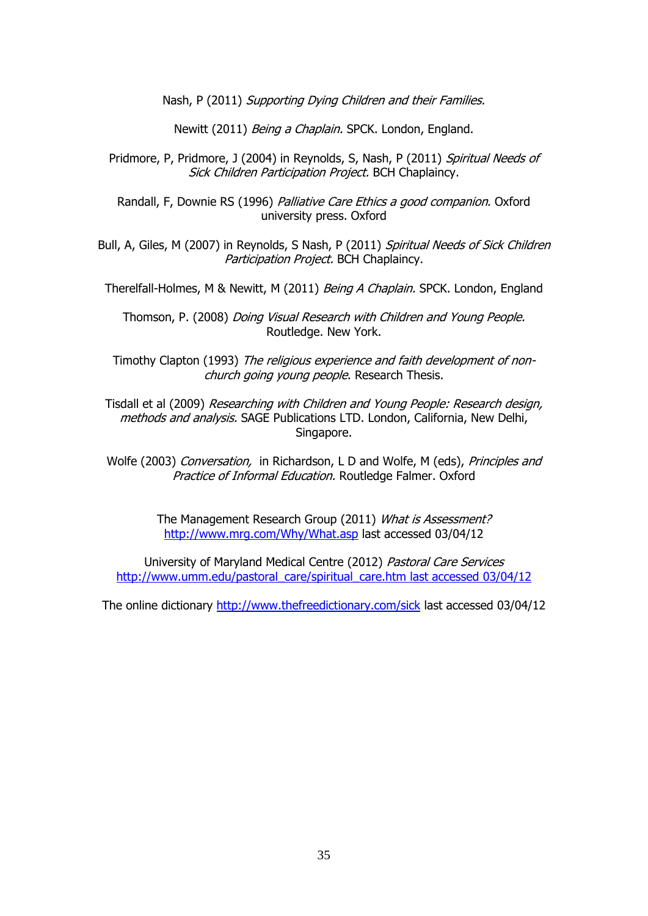Nash, P (2011) *Supporting Dying Children and their Families.*

Newitt (2011) *Being a Chaplain.* SPCK. London, England.

Pridmore, P, Pridmore, J (2004) in Reynolds, S, Nash, P (2011) *Spiritual Needs of Sick Children Participation Project.* BCH Chaplaincy.

Randall, F, Downie RS (1996) *Palliative Care Ethics a good companion.* Oxford university press. Oxford

Bull, A, Giles, M (2007) in Reynolds, S Nash, P (2011) *Spiritual Needs of Sick Children Participation Project.* BCH Chaplaincy.

Therelfall-Holmes, M & Newitt, M (2011) *Being A Chaplain.* SPCK. London, England

Thomson, P. (2008) *Doing Visual Research with Children and Young People.* Routledge. New York.

Timothy Clapton (1993) *The religious experience and faith development of non-church going young people*. Research Thesis.

Tisdall et al (2009) *Researching with Children and Young People: Research design, methods and analysis.* SAGE Publications LTD. London, California, New Delhi, Singapore.

Wolfe (2003) *Conversation,* in Richardson, L D and Wolfe, M (eds), *Principles and Practice of Informal Education.* Routledge Falmer. Oxford

The Management Research Group (2011) *What is Assessment?* http://www.mrg.com/Why/What.asp last accessed 03/04/12

University of Maryland Medical Centre (2012) *Pastoral Care Services* http://www.umm.edu/pastoral_care/spiritual_care.htm last accessed 03/04/12

The online dictionary http://www.thefreedictionary.com/sick last accessed 03/04/12